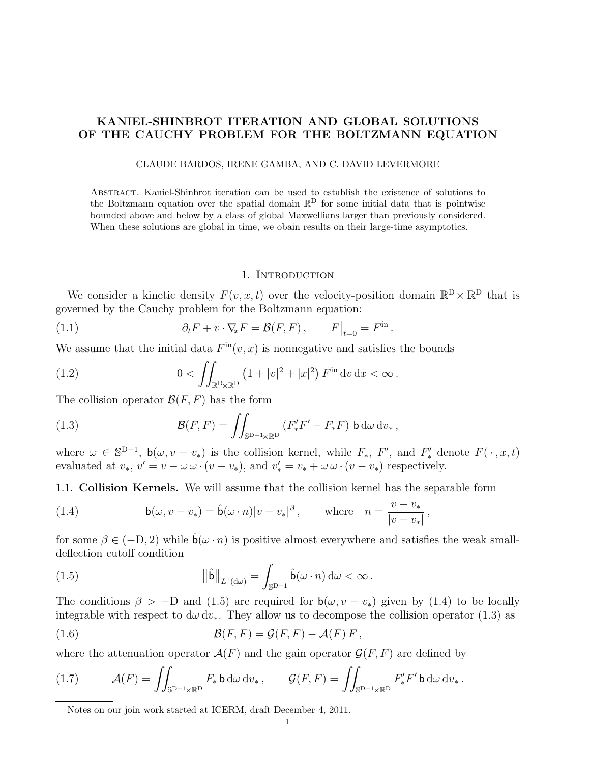# KANIEL-SHINBROT ITERATION AND GLOBAL SOLUTIONS OF THE CAUCHY PROBLEM FOR THE BOLTZMANN EQUATION

CLAUDE BARDOS, IRENE GAMBA, AND C. DAVID LEVERMORE

Abstract. Kaniel-Shinbrot iteration can be used to establish the existence of solutions to the Boltzmann equation over the spatial domain $\mathbb{R}^{\mathrm{D}}$ for some initial data that is pointwise bounded above and below by a class of global Maxwellians larger than previously considered. When these solutions are global in time, we obain results on their large-time asymptotics.

## 1. Introduction

We consider a kinetic density $F(v,x,t)$ over the velocity-position domain $\mathbb{R}^{\mathrm{D}} \times \mathbb{R}^{\mathrm{D}}$ that is governed by the Cauchy problem for the Boltzmann equation:

$$\partial_t F + v \cdot \nabla_x F = \mathcal{B}(F,F) \,, \qquad F\big|_{t=0} = F^{\mathrm{in}} \,. \tag{1.1}$$

We assume that the initial data $F^{\mathrm{in}}(v,x)$ is nonnegative and satisfies the bounds

$$0 < \iint_{\mathbb{R}^{\mathrm{D}} \times \mathbb{R}^{\mathrm{D}}} \left(1 + |v|^2 + |x|^2\right) F^{\mathrm{in}} \, \mathrm{d}v \, \mathrm{d}x < \infty \,. \tag{1.2}$$

The collision operator $\mathcal{B}(F,F)$ has the form

$$\mathcal{B}(F,F) = \iint_{\mathbb{S}^{\mathrm{D}-1} \times \mathbb{R}^{\mathrm{D}}} \left(F_*' F' - F_* F\right) \mathsf{b} \, \mathrm{d}\omega \, \mathrm{d}v_* \,, \tag{1.3}$$

where $\omega \in \mathbb{S}^{\mathrm{D}-1}$, $\mathsf{b}(\omega, v - v_*)$ is the collision kernel, while $F_*$, $F'$, and $F_*'$ denote $F(\,\cdot\,,x,t)$ evaluated at $v_*$, $v' = v - \omega\,\omega \cdot (v - v_*)$, and $v_*' = v_* + \omega\,\omega \cdot (v - v_*)$ respectively.

1.1. **Collision Kernels.** We will assume that the collision kernel has the separable form

$$\mathsf{b}(\omega, v - v_*) = \hat{\mathsf{b}}(\omega \cdot n) |v - v_*|^{\beta} \,, \qquad \text{where} \quad n = \frac{v - v_*}{|v - v_*|} \,, \tag{1.4}$$

for some $\beta \in (-\mathrm{D}, 2)$ while $\hat{\mathsf{b}}(\omega \cdot n)$ is positive almost everywhere and satisfies the weak small-deflection cutoff condition

$$\big\|\hat{\mathsf{b}}\big\|_{L^1(\mathrm{d}\omega)} = \int_{\mathbb{S}^{\mathrm{D}-1}} \hat{\mathsf{b}}(\omega \cdot n) \, \mathrm{d}\omega < \infty \,. \tag{1.5}$$

The conditions $\beta > -\mathrm{D}$ and (1.5) are required for $\mathsf{b}(\omega, v - v_*)$ given by (1.4) to be locally integrable with respect to $\mathrm{d}\omega \, \mathrm{d}v_*$. They allow us to decompose the collision operator (1.3) as

$$\mathcal{B}(F,F) = \mathcal{G}(F,F) - \mathcal{A}(F)\, F \,, \tag{1.6}$$

where the attenuation operator $\mathcal{A}(F)$ and the gain operator $\mathcal{G}(F,F)$ are defined by

$$\mathcal{A}(F) = \iint_{\mathbb{S}^{\mathrm{D}-1} \times \mathbb{R}^{\mathrm{D}}} F_* \, \mathsf{b} \, \mathrm{d}\omega \, \mathrm{d}v_* \,, \qquad \mathcal{G}(F,F) = \iint_{\mathbb{S}^{\mathrm{D}-1} \times \mathbb{R}^{\mathrm{D}}} F_*' F' \, \mathsf{b} \, \mathrm{d}\omega \, \mathrm{d}v_* \,. \tag{1.7}$$

Notes on our join work started at ICERM, draft December 4, 2011.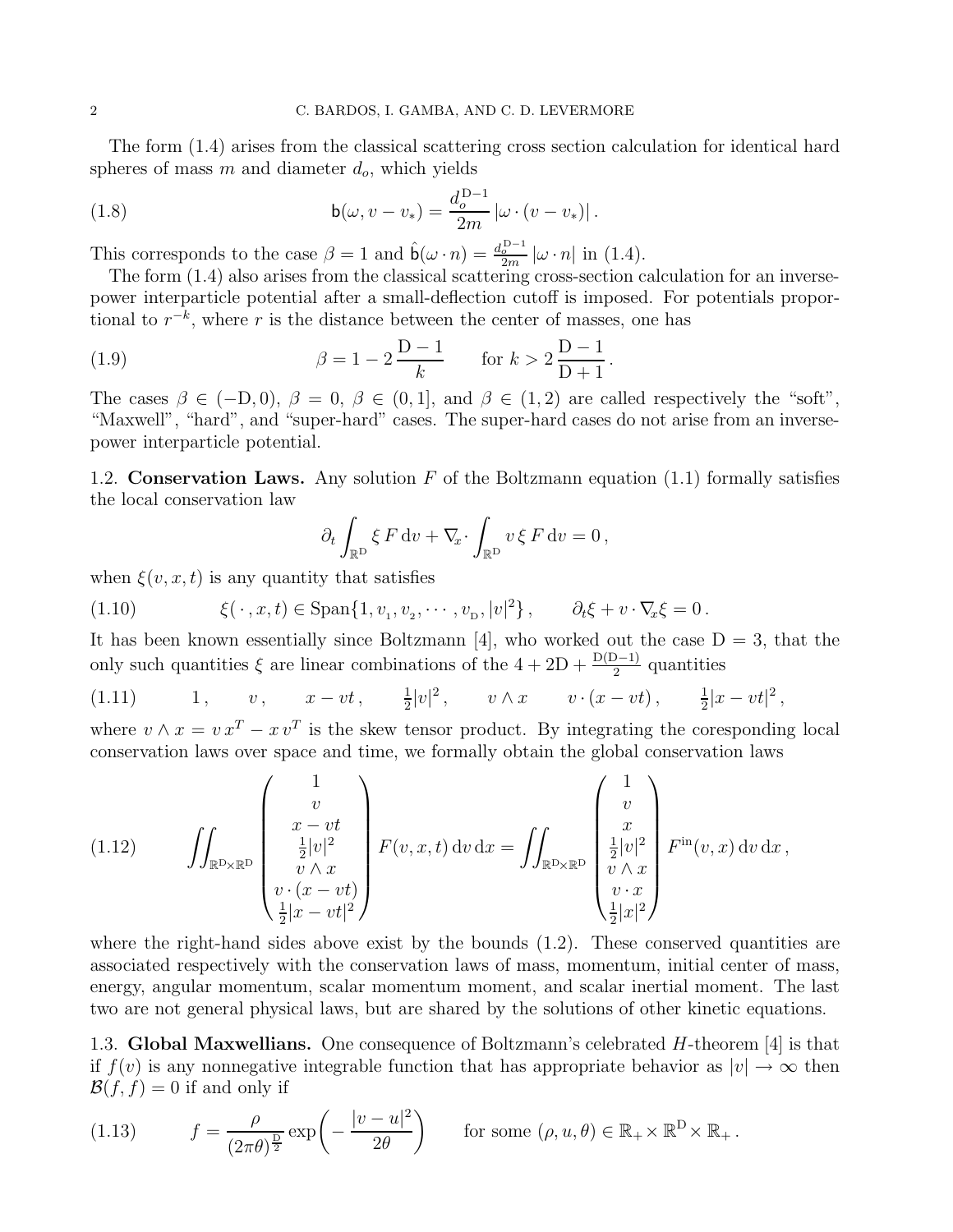The form (1.4) arises from the classical scattering cross section calculation for identical hard spheres of mass $m$ and diameter $d_o$, which yields

$$
\mathsf{b}(\omega, v - v_*) = \frac{d_o^{\mathrm{D}-1}}{2m} \left| \omega \cdot (v - v_*) \right| . \tag{1.8}
$$

This corresponds to the case $\beta = 1$ and $\hat{\mathsf{b}}(\omega \cdot n) = \frac{d_o^{\mathrm{D}-1}}{2m} |\omega \cdot n|$ in (1.4).

The form (1.4) also arises from the classical scattering cross-section calculation for an inverse-power interparticle potential after a small-deflection cutoff is imposed. For potentials proportional to $r^{-k}$, where $r$ is the distance between the center of masses, one has

$$
\beta = 1 - 2\,\frac{\mathrm{D}-1}{k} \qquad \text{for } k > 2\,\frac{\mathrm{D}-1}{\mathrm{D}+1} . \tag{1.9}
$$

The cases $\beta \in (-\mathrm{D}, 0)$, $\beta = 0$, $\beta \in (0, 1]$, and $\beta \in (1, 2)$ are called respectively the "soft", "Maxwell", "hard", and "super-hard" cases. The super-hard cases do not arise from an inverse-power interparticle potential.

1.2. **Conservation Laws.** Any solution $F$ of the Boltzmann equation (1.1) formally satisfies the local conservation law

$$
\partial_t \int_{\mathbb{R}^{\mathrm{D}}} \xi \, F \, \mathrm{d}v + \nabla_{\!x} \cdot \int_{\mathbb{R}^{\mathrm{D}}} v \, \xi \, F \, \mathrm{d}v = 0 ,
$$

when $\xi(v, x, t)$ is any quantity that satisfies

$$
\xi(\,\cdot\,, x, t) \in \operatorname{Span}\{1, v_1, v_2, \cdots, v_{\mathrm{D}}, |v|^2\} , \qquad \partial_t \xi + v \cdot \nabla_{\!x} \xi = 0 . \tag{1.10}
$$

It has been known essentially since Boltzmann [4], who worked out the case $\mathrm{D} = 3$, that the only such quantities $\xi$ are linear combinations of the $4 + 2\mathrm{D} + \frac{\mathrm{D}(\mathrm{D}-1)}{2}$ quantities

$$
1 , \qquad v , \qquad x - vt , \qquad \tfrac{1}{2}|v|^2 , \qquad v \wedge x \qquad v \cdot (x - vt) , \qquad \tfrac{1}{2}|x - vt|^2 , \tag{1.11}
$$

where $v \wedge x = v\, x^T - x\, v^T$ is the skew tensor product. By integrating the coresponding local conservation laws over space and time, we formally obtain the global conservation laws

$$
\iint_{\mathbb{R}^{\mathrm{D}} \times \mathbb{R}^{\mathrm{D}}}
\begin{pmatrix} 1 \\ v \\ x - vt \\ \frac{1}{2}|v|^2 \\ v \wedge x \\ v \cdot (x - vt) \\ \frac{1}{2}|x - vt|^2 \end{pmatrix}
F(v, x, t) \, \mathrm{d}v \, \mathrm{d}x
= \iint_{\mathbb{R}^{\mathrm{D}} \times \mathbb{R}^{\mathrm{D}}}
\begin{pmatrix} 1 \\ v \\ x \\ \frac{1}{2}|v|^2 \\ v \wedge x \\ v \cdot x \\ \frac{1}{2}|x|^2 \end{pmatrix}
F^{\mathrm{in}}(v, x) \, \mathrm{d}v \, \mathrm{d}x , \tag{1.12}
$$

where the right-hand sides above exist by the bounds (1.2). These conserved quantities are associated respectively with the conservation laws of mass, momentum, initial center of mass, energy, angular momentum, scalar momentum moment, and scalar inertial moment. The last two are not general physical laws, but are shared by the solutions of other kinetic equations.

1.3. **Global Maxwellians.** One consequence of Boltzmann's celebrated $H$-theorem [4] is that if $f(v)$ is any nonnegative integrable function that has appropriate behavior as $|v| \to \infty$ then $\mathcal{B}(f, f) = 0$ if and only if

$$
f = \frac{\rho}{(2\pi\theta)^{\frac{\mathrm{D}}{2}}} \exp\!\left( - \frac{|v - u|^2}{2\theta} \right) \qquad \text{for some } (\rho, u, \theta) \in \mathbb{R}_+ \times \mathbb{R}^{\mathrm{D}} \times \mathbb{R}_+ . \tag{1.13}
$$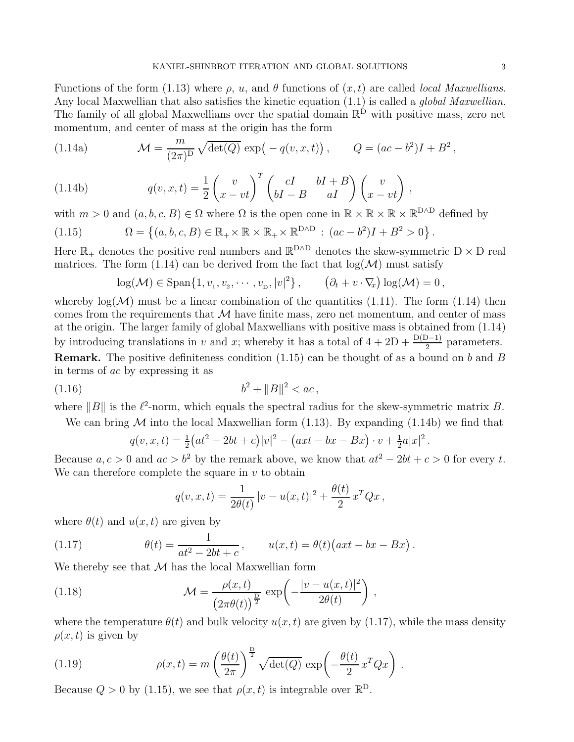Functions of the form (1.13) where $\rho$, $u$, and $\theta$ functions of $(x,t)$ are called *local Maxwellians*. Any local Maxwellian that also satisfies the kinetic equation (1.1) is called a *global Maxwellian*. The family of all global Maxwellians over the spatial domain $\mathbb{R}^{\mathrm{D}}$ with positive mass, zero net momentum, and center of mass at the origin has the form

$$
\mathcal{M} = \frac{m}{(2\pi)^{\mathrm{D}}}\sqrt{\det(Q)}\,\exp\big(-q(v,x,t)\big)\,, \qquad Q = (ac-b^2)I + B^2\,, \tag{1.14a}
$$

$$
q(v,x,t) = \frac{1}{2}\begin{pmatrix} v \\ x-vt \end{pmatrix}^T \begin{pmatrix} cI & bI+B \\ bI-B & aI \end{pmatrix}\begin{pmatrix} v \\ x-vt \end{pmatrix}\,, \tag{1.14b}
$$

with $m>0$ and $(a,b,c,B)\in\Omega$ where $\Omega$ is the open cone in $\mathbb{R}\times\mathbb{R}\times\mathbb{R}\times\mathbb{R}^{\mathrm{D}\wedge\mathrm{D}}$ defined by

$$
\Omega = \big\{(a,b,c,B)\in\mathbb{R}_+\times\mathbb{R}\times\mathbb{R}_+\times\mathbb{R}^{\mathrm{D}\wedge\mathrm{D}} \,:\, (ac-b^2)I + B^2 > 0\big\}\,. \tag{1.15}
$$

Here $\mathbb{R}_+$ denotes the positive real numbers and $\mathbb{R}^{\mathrm{D}\wedge\mathrm{D}}$ denotes the skew-symmetric $\mathrm{D}\times\mathrm{D}$ real matrices. The form (1.14) can be derived from the fact that $\log(\mathcal{M})$ must satisfy

$$
\log(\mathcal{M}) \in \mathrm{Span}\{1, v_1, v_2, \cdots, v_{\mathrm{D}}, |v|^2\}\,, \qquad \big(\partial_t + v\cdot\nabla_x\big)\log(\mathcal{M}) = 0\,,
$$

whereby $\log(\mathcal{M})$ must be a linear combination of the quantities (1.11). The form (1.14) then comes from the requirements that $\mathcal{M}$ have finite mass, zero net momentum, and center of mass at the origin. The larger family of global Maxwellians with positive mass is obtained from (1.14) by introducing translations in $v$ and $x$; whereby it has a total of $4+2\mathrm{D}+\frac{\mathrm{D}(\mathrm{D}-1)}{2}$ parameters.

**Remark.** The positive definiteness condition (1.15) can be thought of as a bound on $b$ and $B$ in terms of $ac$ by expressing it as

$$
b^2 + \|B\|^2 < ac\,, \tag{1.16}
$$

where $\|B\|$ is the $\ell^2$-norm, which equals the spectral radius for the skew-symmetric matrix $B$.

We can bring $\mathcal{M}$ into the local Maxwellian form (1.13). By expanding (1.14b) we find that

$$
q(v,x,t) = \tfrac{1}{2}\big(at^2-2bt+c\big)|v|^2 - \big(axt-bx-Bx\big)\cdot v + \tfrac{1}{2}a|x|^2\,.
$$

Because $a,c>0$ and $ac>b^2$ by the remark above, we know that $at^2-2bt+c>0$ for every $t$. We can therefore complete the square in $v$ to obtain

$$
q(v,x,t) = \frac{1}{2\theta(t)}\,|v-u(x,t)|^2 + \frac{\theta(t)}{2}\,x^TQx\,,
$$

where $\theta(t)$ and $u(x,t)$ are given by

$$
\theta(t) = \frac{1}{at^2-2bt+c}\,, \qquad u(x,t) = \theta(t)\big(axt-bx-Bx\big)\,. \tag{1.17}
$$

We thereby see that $\mathcal{M}$ has the local Maxwellian form

$$
\mathcal{M} = \frac{\rho(x,t)}{\big(2\pi\theta(t)\big)^{\frac{\mathrm{D}}{2}}}\,\exp\!\left(-\frac{|v-u(x,t)|^2}{2\theta(t)}\right)\,, \tag{1.18}
$$

where the temperature $\theta(t)$ and bulk velocity $u(x,t)$ are given by (1.17), while the mass density $\rho(x,t)$ is given by

$$
\rho(x,t) = m\left(\frac{\theta(t)}{2\pi}\right)^{\frac{\mathrm{D}}{2}}\sqrt{\det(Q)}\,\exp\!\left(-\frac{\theta(t)}{2}\,x^TQx\right)\,. \tag{1.19}
$$

Because $Q>0$ by (1.15), we see that $\rho(x,t)$ is integrable over $\mathbb{R}^{\mathrm{D}}$.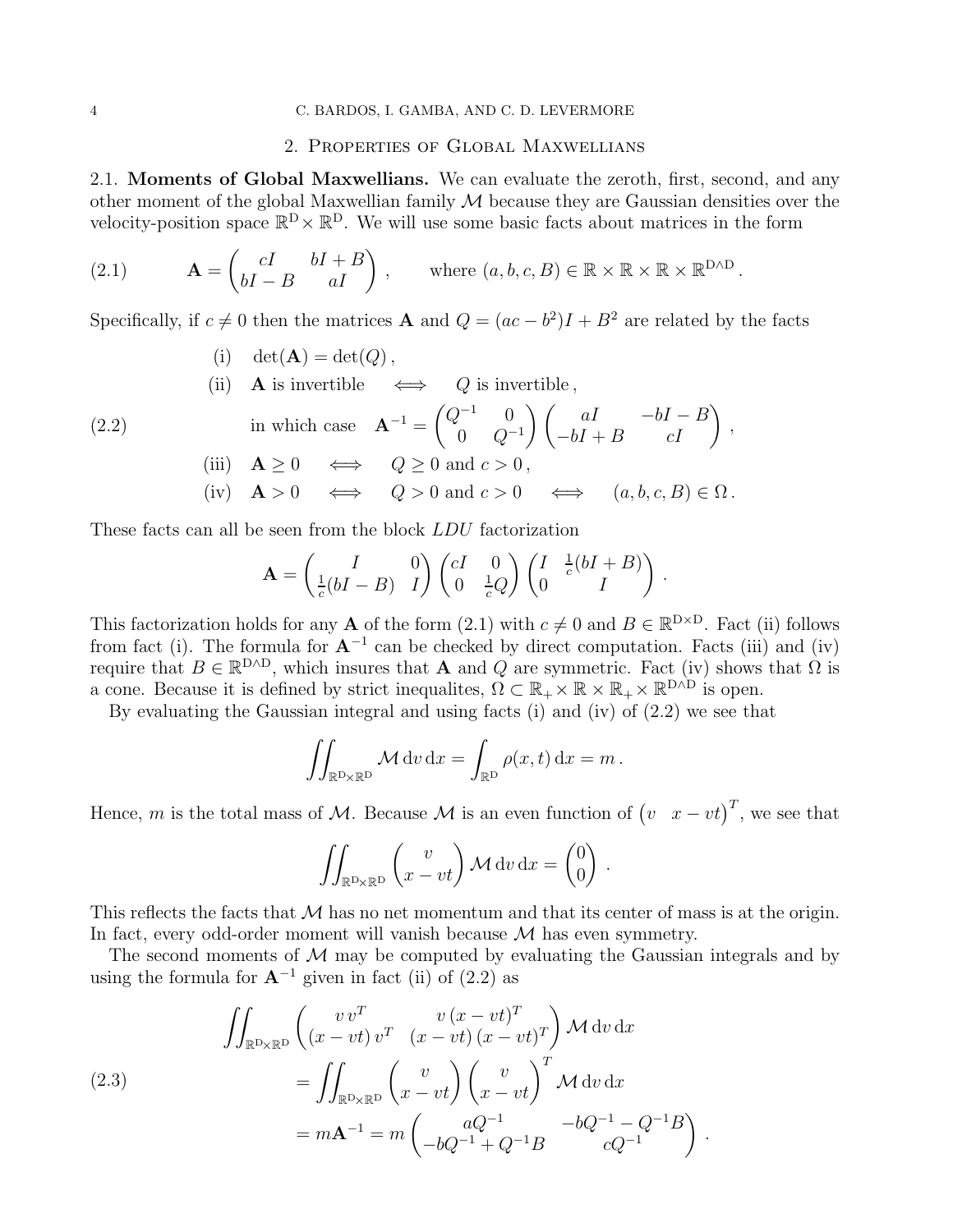## 2. Properties of Global Maxwellians

**2.1. Moments of Global Maxwellians.** We can evaluate the zeroth, first, second, and any other moment of the global Maxwellian family $\mathcal{M}$ because they are Gaussian densities over the velocity-position space $\mathbb{R}^{\mathrm{D}} \times \mathbb{R}^{\mathrm{D}}$. We will use some basic facts about matrices in the form

$$
\mathbf{A} = \begin{pmatrix} cI & bI + B \\ bI - B & aI \end{pmatrix}, \qquad \text{where } (a, b, c, B) \in \mathbb{R} \times \mathbb{R} \times \mathbb{R} \times \mathbb{R}^{\mathrm{D} \wedge \mathrm{D}}. \tag{2.1}
$$

Specifically, if $c \neq 0$ then the matrices $\mathbf{A}$ and $Q = (ac - b^2)I + B^2$ are related by the facts

$$
\begin{aligned}
&\text{(i)} \quad \det(\mathbf{A}) = \det(Q), \\
&\text{(ii)} \quad \mathbf{A} \text{ is invertible} \iff Q \text{ is invertible}, \\
&\qquad \text{in which case } \mathbf{A}^{-1} = \begin{pmatrix} Q^{-1} & 0 \\ 0 & Q^{-1} \end{pmatrix} \begin{pmatrix} aI & -bI - B \\ -bI + B & cI \end{pmatrix}, \\
&\text{(iii)} \quad \mathbf{A} \geq 0 \iff Q \geq 0 \text{ and } c > 0, \\
&\text{(iv)} \quad \mathbf{A} > 0 \iff Q > 0 \text{ and } c > 0 \iff (a, b, c, B) \in \Omega.
\end{aligned} \tag{2.2}
$$

These facts can all be seen from the block $LDU$ factorization

$$
\mathbf{A} = \begin{pmatrix} I & 0 \\ \frac{1}{c}(bI - B) & I \end{pmatrix} \begin{pmatrix} cI & 0 \\ 0 & \frac{1}{c}Q \end{pmatrix} \begin{pmatrix} I & \frac{1}{c}(bI + B) \\ 0 & I \end{pmatrix}.
$$

This factorization holds for any $\mathbf{A}$ of the form (2.1) with $c \neq 0$ and $B \in \mathbb{R}^{\mathrm{D} \times \mathrm{D}}$. Fact (ii) follows from fact (i). The formula for $\mathbf{A}^{-1}$ can be checked by direct computation. Facts (iii) and (iv) require that $B \in \mathbb{R}^{\mathrm{D} \wedge \mathrm{D}}$, which insures that $\mathbf{A}$ and $Q$ are symmetric. Fact (iv) shows that $\Omega$ is a cone. Because it is defined by strict inequalites, $\Omega \subset \mathbb{R}_+ \times \mathbb{R} \times \mathbb{R}_+ \times \mathbb{R}^{\mathrm{D} \wedge \mathrm{D}}$ is open.

By evaluating the Gaussian integral and using facts (i) and (iv) of (2.2) we see that

$$
\iint_{\mathbb{R}^{\mathrm{D}} \times \mathbb{R}^{\mathrm{D}}} \mathcal{M} \, \mathrm{d}v \, \mathrm{d}x = \int_{\mathbb{R}^{\mathrm{D}}} \rho(x, t) \, \mathrm{d}x = m.
$$

Hence, $m$ is the total mass of $\mathcal{M}$. Because $\mathcal{M}$ is an even function of $\begin{pmatrix} v & x - vt \end{pmatrix}^T$, we see that

$$
\iint_{\mathbb{R}^{\mathrm{D}} \times \mathbb{R}^{\mathrm{D}}} \begin{pmatrix} v \\ x - vt \end{pmatrix} \mathcal{M} \, \mathrm{d}v \, \mathrm{d}x = \begin{pmatrix} 0 \\ 0 \end{pmatrix}.
$$

This reflects the facts that $\mathcal{M}$ has no net momentum and that its center of mass is at the origin. In fact, every odd-order moment will vanish because $\mathcal{M}$ has even symmetry.

The second moments of $\mathcal{M}$ may be computed by evaluating the Gaussian integrals and by using the formula for $\mathbf{A}^{-1}$ given in fact (ii) of (2.2) as

$$
\begin{aligned}
&\iint_{\mathbb{R}^{\mathrm{D}} \times \mathbb{R}^{\mathrm{D}}} \begin{pmatrix} v \, v^T & v \, (x - vt)^T \\ (x - vt) \, v^T & (x - vt) \, (x - vt)^T \end{pmatrix} \mathcal{M} \, \mathrm{d}v \, \mathrm{d}x \\
&\qquad = \iint_{\mathbb{R}^{\mathrm{D}} \times \mathbb{R}^{\mathrm{D}}} \begin{pmatrix} v \\ x - vt \end{pmatrix} \begin{pmatrix} v \\ x - vt \end{pmatrix}^T \mathcal{M} \, \mathrm{d}v \, \mathrm{d}x \\
&\qquad = m\mathbf{A}^{-1} = m \begin{pmatrix} aQ^{-1} & -bQ^{-1} - Q^{-1}B \\ -bQ^{-1} + Q^{-1}B & cQ^{-1} \end{pmatrix}.
\end{aligned} \tag{2.3}
$$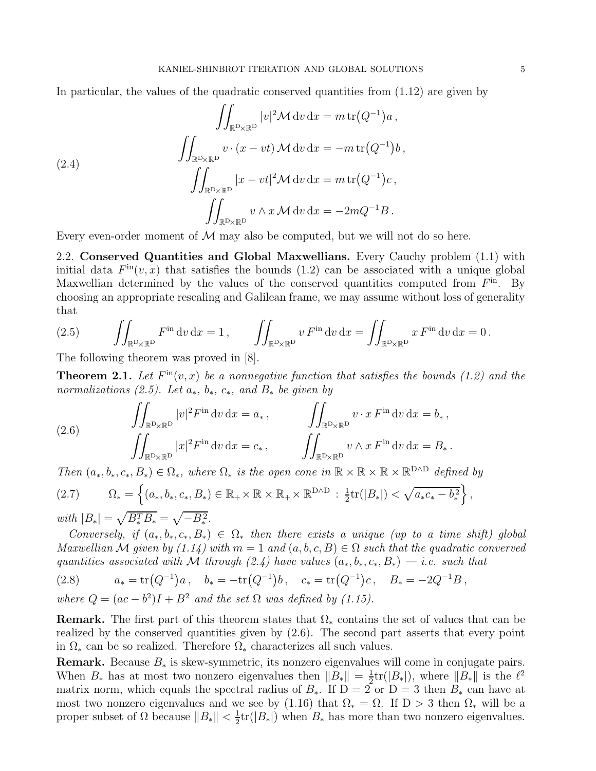In particular, the values of the quadratic conserved quantities from (1.12) are given by

$$
\begin{aligned}
\iint_{\mathbb{R}^{\mathrm{D}}\times\mathbb{R}^{\mathrm{D}}} |v|^2 \mathcal{M}\,\mathrm{d}v\,\mathrm{d}x &= m\,\mathrm{tr}\big(Q^{-1}\big)a\,,\\
\iint_{\mathbb{R}^{\mathrm{D}}\times\mathbb{R}^{\mathrm{D}}} v\cdot(x-vt)\,\mathcal{M}\,\mathrm{d}v\,\mathrm{d}x &= -m\,\mathrm{tr}\big(Q^{-1}\big)b\,,\\
\iint_{\mathbb{R}^{\mathrm{D}}\times\mathbb{R}^{\mathrm{D}}} |x-vt|^2 \mathcal{M}\,\mathrm{d}v\,\mathrm{d}x &= m\,\mathrm{tr}\big(Q^{-1}\big)c\,,\\
\iint_{\mathbb{R}^{\mathrm{D}}\times\mathbb{R}^{\mathrm{D}}} v\wedge x\,\mathcal{M}\,\mathrm{d}v\,\mathrm{d}x &= -2mQ^{-1}B\,.
\end{aligned}
\tag{2.4}
$$

Every even-order moment of $\mathcal{M}$ may also be computed, but we will not do so here.

## 2.2. Conserved Quantities and Global Maxwellians.

Every Cauchy problem (1.1) with initial data $F^{\mathrm{in}}(v,x)$ that satisfies the bounds (1.2) can be associated with a unique global Maxwellian determined by the values of the conserved quantities computed from $F^{\mathrm{in}}$. By choosing an appropriate rescaling and Galilean frame, we may assume without loss of generality that

$$
\iint_{\mathbb{R}^{\mathrm{D}}\times\mathbb{R}^{\mathrm{D}}} F^{\mathrm{in}}\,\mathrm{d}v\,\mathrm{d}x = 1\,, \qquad \iint_{\mathbb{R}^{\mathrm{D}}\times\mathbb{R}^{\mathrm{D}}} v\,F^{\mathrm{in}}\,\mathrm{d}v\,\mathrm{d}x = \iint_{\mathbb{R}^{\mathrm{D}}\times\mathbb{R}^{\mathrm{D}}} x\,F^{\mathrm{in}}\,\mathrm{d}v\,\mathrm{d}x = 0\,.
\tag{2.5}
$$

The following theorem was proved in [8].

**Theorem 2.1.** *Let $F^{\mathrm{in}}(v,x)$ be a nonnegative function that satisfies the bounds (1.2) and the normalizations (2.5). Let $a_*$, $b_*$, $c_*$, and $B_*$ be given by*

$$
\begin{aligned}
\iint_{\mathbb{R}^{\mathrm{D}}\times\mathbb{R}^{\mathrm{D}}} |v|^2 F^{\mathrm{in}}\,\mathrm{d}v\,\mathrm{d}x &= a_*\,, \qquad & \iint_{\mathbb{R}^{\mathrm{D}}\times\mathbb{R}^{\mathrm{D}}} v\cdot x\,F^{\mathrm{in}}\,\mathrm{d}v\,\mathrm{d}x &= b_*\,,\\
\iint_{\mathbb{R}^{\mathrm{D}}\times\mathbb{R}^{\mathrm{D}}} |x|^2 F^{\mathrm{in}}\,\mathrm{d}v\,\mathrm{d}x &= c_*\,, \qquad & \iint_{\mathbb{R}^{\mathrm{D}}\times\mathbb{R}^{\mathrm{D}}} v\wedge x\,F^{\mathrm{in}}\,\mathrm{d}v\,\mathrm{d}x &= B_*\,.
\end{aligned}
\tag{2.6}
$$

*Then $(a_*,b_*,c_*,B_*)\in\Omega_*$, where $\Omega_*$ is the open cone in $\mathbb{R}\times\mathbb{R}\times\mathbb{R}\times\mathbb{R}^{\mathrm{D}\wedge\mathrm{D}}$ defined by*

$$
\Omega_* = \left\{ (a_*,b_*,c_*,B_*) \in \mathbb{R}_+\times\mathbb{R}\times\mathbb{R}_+\times\mathbb{R}^{\mathrm{D}\wedge\mathrm{D}} \,:\, \tfrac{1}{2}\mathrm{tr}(|B_*|) < \sqrt{a_*c_* - b_*^2} \right\},
\tag{2.7}
$$

*with $|B_*| = \sqrt{B_*^T B_*} = \sqrt{-B_*^2}$.*

*Conversely, if $(a_*,b_*,c_*,B_*)\in\Omega_*$ then there exists a unique (up to a time shift) global Maxwellian $\mathcal{M}$ given by (1.14) with $m=1$ and $(a,b,c,B)\in\Omega$ such that the quadratic converved quantities associated with $\mathcal{M}$ through (2.4) have values $(a_*,b_*,c_*,B_*)$ — i.e. such that*

$$
a_* = \mathrm{tr}\big(Q^{-1}\big)a\,, \quad b_* = -\mathrm{tr}\big(Q^{-1}\big)b\,, \quad c_* = \mathrm{tr}\big(Q^{-1}\big)c\,, \quad B_* = -2Q^{-1}B\,,
\tag{2.8}
$$

*where $Q = (ac-b^2)I + B^2$ and the set $\Omega$ was defined by (1.15).*

**Remark.** The first part of this theorem states that $\Omega_*$ contains the set of values that can be realized by the conserved quantities given by (2.6). The second part asserts that every point in $\Omega_*$ can be so realized. Therefore $\Omega_*$ characterizes all such values.

**Remark.** Because $B_*$ is skew-symmetric, its nonzero eigenvalues will come in conjugate pairs. When $B_*$ has at most two nonzero eigenvalues then $\|B_*\| = \frac{1}{2}\mathrm{tr}(|B_*|)$, where $\|B_*\|$ is the $\ell^2$ matrix norm, which equals the spectral radius of $B_*$. If $\mathrm{D}=2$ or $\mathrm{D}=3$ then $B_*$ can have at most two nonzero eigenvalues and we see by (1.16) that $\Omega_* = \Omega$. If $\mathrm{D}>3$ then $\Omega_*$ will be a proper subset of $\Omega$ because $\|B_*\| < \frac{1}{2}\mathrm{tr}(|B_*|)$ when $B_*$ has more than two nonzero eigenvalues.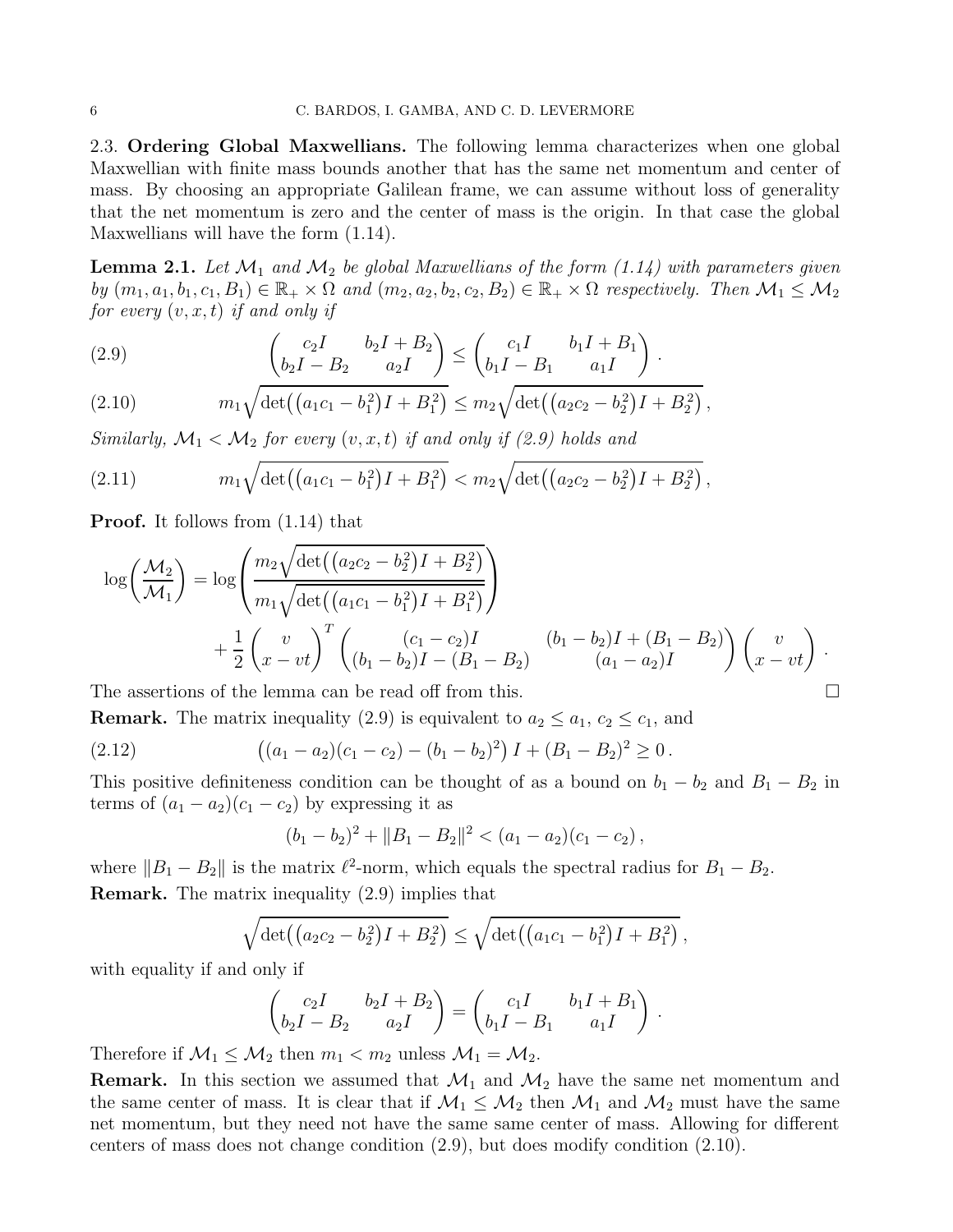2.3. **Ordering Global Maxwellians.** The following lemma characterizes when one global Maxwellian with finite mass bounds another that has the same net momentum and center of mass. By choosing an appropriate Galilean frame, we can assume without loss of generality that the net momentum is zero and the center of mass is the origin. In that case the global Maxwellians will have the form (1.14).

**Lemma 2.1.** *Let $\mathcal{M}_1$ and $\mathcal{M}_2$ be global Maxwellians of the form (1.14) with parameters given by $(m_1, a_1, b_1, c_1, B_1) \in \mathbb{R}_+ \times \Omega$ and $(m_2, a_2, b_2, c_2, B_2) \in \mathbb{R}_+ \times \Omega$ respectively. Then $\mathcal{M}_1 \leq \mathcal{M}_2$ for every $(v, x, t)$ if and only if*

$$
\begin{pmatrix} c_2 I & b_2 I + B_2 \\ b_2 I - B_2 & a_2 I \end{pmatrix} \leq \begin{pmatrix} c_1 I & b_1 I + B_1 \\ b_1 I - B_1 & a_1 I \end{pmatrix} . \tag{2.9}
$$

$$
m_1 \sqrt{\det\big( (a_1 c_1 - b_1^2) I + B_1^2 \big)} \leq m_2 \sqrt{\det\big( (a_2 c_2 - b_2^2) I + B_2^2 \big)} \,, \tag{2.10}
$$

*Similarly, $\mathcal{M}_1 < \mathcal{M}_2$ for every $(v, x, t)$ if and only if (2.9) holds and*

$$
m_1 \sqrt{\det\big( (a_1 c_1 - b_1^2) I + B_1^2 \big)} < m_2 \sqrt{\det\big( (a_2 c_2 - b_2^2) I + B_2^2 \big)} \,, \tag{2.11}
$$

**Proof.** It follows from (1.14) that

$$
\begin{aligned}
\log\left( \frac{\mathcal{M}_2}{\mathcal{M}_1} \right) = \log &\left( \frac{m_2 \sqrt{\det\big( (a_2 c_2 - b_2^2) I + B_2^2 \big)}}{m_1 \sqrt{\det\big( (a_1 c_1 - b_1^2) I + B_1^2 \big)}} \right) \\
&+ \frac{1}{2} \begin{pmatrix} v \\ x - vt \end{pmatrix}^T \begin{pmatrix} (c_1 - c_2) I & (b_1 - b_2) I + (B_1 - B_2) \\ (b_1 - b_2) I - (B_1 - B_2) & (a_1 - a_2) I \end{pmatrix} \begin{pmatrix} v \\ x - vt \end{pmatrix} .
\end{aligned}
$$

The assertions of the lemma can be read off from this. $\square$

**Remark.** The matrix inequality (2.9) is equivalent to $a_2 \leq a_1$, $c_2 \leq c_1$, and

$$
\big( (a_1 - a_2)(c_1 - c_2) - (b_1 - b_2)^2 \big) I + (B_1 - B_2)^2 \geq 0 \,. \tag{2.12}
$$

This positive definiteness condition can be thought of as a bound on $b_1 - b_2$ and $B_1 - B_2$ in terms of $(a_1 - a_2)(c_1 - c_2)$ by expressing it as

$$
(b_1 - b_2)^2 + \|B_1 - B_2\|^2 < (a_1 - a_2)(c_1 - c_2) \,,
$$

where $\|B_1 - B_2\|$ is the matrix $\ell^2$-norm, which equals the spectral radius for $B_1 - B_2$.

**Remark.** The matrix inequality (2.9) implies that

$$
\sqrt{\det\big( (a_2 c_2 - b_2^2) I + B_2^2 \big)} \leq \sqrt{\det\big( (a_1 c_1 - b_1^2) I + B_1^2 \big)} \,,
$$

with equality if and only if

$$
\begin{pmatrix} c_2 I & b_2 I + B_2 \\ b_2 I - B_2 & a_2 I \end{pmatrix} = \begin{pmatrix} c_1 I & b_1 I + B_1 \\ b_1 I - B_1 & a_1 I \end{pmatrix} .
$$

Therefore if $\mathcal{M}_1 \leq \mathcal{M}_2$ then $m_1 < m_2$ unless $\mathcal{M}_1 = \mathcal{M}_2$.

**Remark.** In this section we assumed that $\mathcal{M}_1$ and $\mathcal{M}_2$ have the same net momentum and the same center of mass. It is clear that if $\mathcal{M}_1 \leq \mathcal{M}_2$ then $\mathcal{M}_1$ and $\mathcal{M}_2$ must have the same net momentum, but they need not have the same same center of mass. Allowing for different centers of mass does not change condition (2.9), but does modify condition (2.10).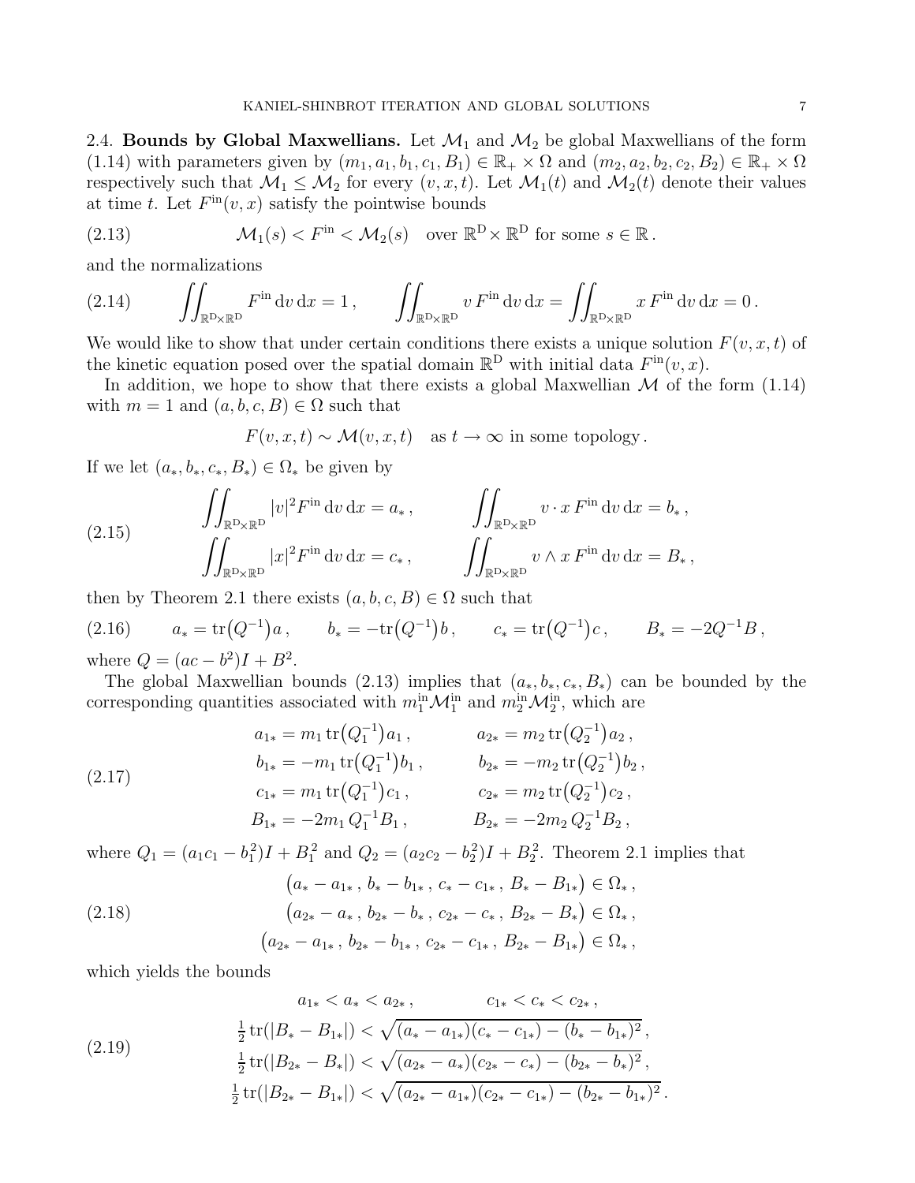2.4. **Bounds by Global Maxwellians.** Let $\mathcal{M}_1$ and $\mathcal{M}_2$ be global Maxwellians of the form (1.14) with parameters given by $(m_1, a_1, b_1, c_1, B_1) \in \mathbb{R}_+ \times \Omega$ and $(m_2, a_2, b_2, c_2, B_2) \in \mathbb{R}_+ \times \Omega$ respectively such that $\mathcal{M}_1 \leq \mathcal{M}_2$ for every $(v, x, t)$. Let $\mathcal{M}_1(t)$ and $\mathcal{M}_2(t)$ denote their values at time $t$. Let $F^{\mathrm{in}}(v, x)$ satisfy the pointwise bounds

$$\mathcal{M}_1(s) < F^{\mathrm{in}} < \mathcal{M}_2(s) \quad \text{over } \mathbb{R}^{\mathrm{D}} \times \mathbb{R}^{\mathrm{D}} \text{ for some } s \in \mathbb{R}\,. \tag{2.13}$$

and the normalizations

$$\iint_{\mathbb{R}^{\mathrm{D}}\times\mathbb{R}^{\mathrm{D}}} F^{\mathrm{in}} \,\mathrm{d}v\,\mathrm{d}x = 1\,, \qquad \iint_{\mathbb{R}^{\mathrm{D}}\times\mathbb{R}^{\mathrm{D}}} v\, F^{\mathrm{in}} \,\mathrm{d}v\,\mathrm{d}x = \iint_{\mathbb{R}^{\mathrm{D}}\times\mathbb{R}^{\mathrm{D}}} x\, F^{\mathrm{in}} \,\mathrm{d}v\,\mathrm{d}x = 0\,. \tag{2.14}$$

We would like to show that under certain conditions there exists a unique solution $F(v, x, t)$ of the kinetic equation posed over the spatial domain $\mathbb{R}^{\mathrm{D}}$ with initial data $F^{\mathrm{in}}(v, x)$.

In addition, we hope to show that there exists a global Maxwellian $\mathcal{M}$ of the form (1.14) with $m = 1$ and $(a, b, c, B) \in \Omega$ such that

$$F(v, x, t) \sim \mathcal{M}(v, x, t) \quad \text{as } t \to \infty \text{ in some topology}\,.$$

If we let $(a_*, b_*, c_*, B_*) \in \Omega_*$ be given by

$$\begin{aligned}
&\iint_{\mathbb{R}^{\mathrm{D}}\times\mathbb{R}^{\mathrm{D}}} |v|^2 F^{\mathrm{in}} \,\mathrm{d}v\,\mathrm{d}x = a_*\,, \qquad &&\iint_{\mathbb{R}^{\mathrm{D}}\times\mathbb{R}^{\mathrm{D}}} v \cdot x\, F^{\mathrm{in}} \,\mathrm{d}v\,\mathrm{d}x = b_*\,,\\
&\iint_{\mathbb{R}^{\mathrm{D}}\times\mathbb{R}^{\mathrm{D}}} |x|^2 F^{\mathrm{in}} \,\mathrm{d}v\,\mathrm{d}x = c_*\,, \qquad &&\iint_{\mathbb{R}^{\mathrm{D}}\times\mathbb{R}^{\mathrm{D}}} v \wedge x\, F^{\mathrm{in}} \,\mathrm{d}v\,\mathrm{d}x = B_*\,,
\end{aligned} \tag{2.15}$$

then by Theorem 2.1 there exists $(a, b, c, B) \in \Omega$ such that

$$a_* = \mathrm{tr}\big(Q^{-1}\big) a\,, \qquad b_* = -\mathrm{tr}\big(Q^{-1}\big) b\,, \qquad c_* = \mathrm{tr}\big(Q^{-1}\big) c\,, \qquad B_* = -2Q^{-1}B\,, \tag{2.16}$$

where $Q = (ac - b^2)I + B^2$.

The global Maxwellian bounds (2.13) implies that $(a_*, b_*, c_*, B_*)$ can be bounded by the corresponding quantities associated with $m_1^{\mathrm{in}}\mathcal{M}_1^{\mathrm{in}}$ and $m_2^{\mathrm{in}}\mathcal{M}_2^{\mathrm{in}}$, which are

$$\begin{aligned}
a_{1*} &= m_1\, \mathrm{tr}\big(Q_1^{-1}\big) a_1\,, \qquad & a_{2*} &= m_2\, \mathrm{tr}\big(Q_2^{-1}\big) a_2\,,\\
b_{1*} &= -m_1\, \mathrm{tr}\big(Q_1^{-1}\big) b_1\,, \qquad & b_{2*} &= -m_2\, \mathrm{tr}\big(Q_2^{-1}\big) b_2\,,\\
c_{1*} &= m_1\, \mathrm{tr}\big(Q_1^{-1}\big) c_1\,, \qquad & c_{2*} &= m_2\, \mathrm{tr}\big(Q_2^{-1}\big) c_2\,,\\
B_{1*} &= -2m_1\, Q_1^{-1} B_1\,, \qquad & B_{2*} &= -2m_2\, Q_2^{-1} B_2\,,
\end{aligned} \tag{2.17}$$

where $Q_1 = (a_1c_1 - b_1^2)I + B_1^2$ and $Q_2 = (a_2c_2 - b_2^2)I + B_2^2$. Theorem 2.1 implies that

$$\begin{aligned}
\big(a_* - a_{1*}\,,\, b_* - b_{1*}\,,\, c_* - c_{1*}\,,\, B_* - B_{1*}\big) &\in \Omega_*\,,\\
\big(a_{2*} - a_*\,,\, b_{2*} - b_*\,,\, c_{2*} - c_*\,,\, B_{2*} - B_*\big) &\in \Omega_*\,,\\
\big(a_{2*} - a_{1*}\,,\, b_{2*} - b_{1*}\,,\, c_{2*} - c_{1*}\,,\, B_{2*} - B_{1*}\big) &\in \Omega_*\,,
\end{aligned} \tag{2.18}$$

which yields the bounds

$$\begin{aligned}
a_{1*} < a_* < a_{2*}\,, \qquad & c_{1*} < c_* < c_{2*}\,,\\
\tfrac{1}{2}\,\mathrm{tr}(|B_* - B_{1*}|) &< \sqrt{(a_* - a_{1*})(c_* - c_{1*}) - (b_* - b_{1*})^2}\,,\\
\tfrac{1}{2}\,\mathrm{tr}(|B_{2*} - B_*|) &< \sqrt{(a_{2*} - a_*)(c_{2*} - c_*) - (b_{2*} - b_*)^2}\,,\\
\tfrac{1}{2}\,\mathrm{tr}(|B_{2*} - B_{1*}|) &< \sqrt{(a_{2*} - a_{1*})(c_{2*} - c_{1*}) - (b_{2*} - b_{1*})^2}\,.
\end{aligned} \tag{2.19}$$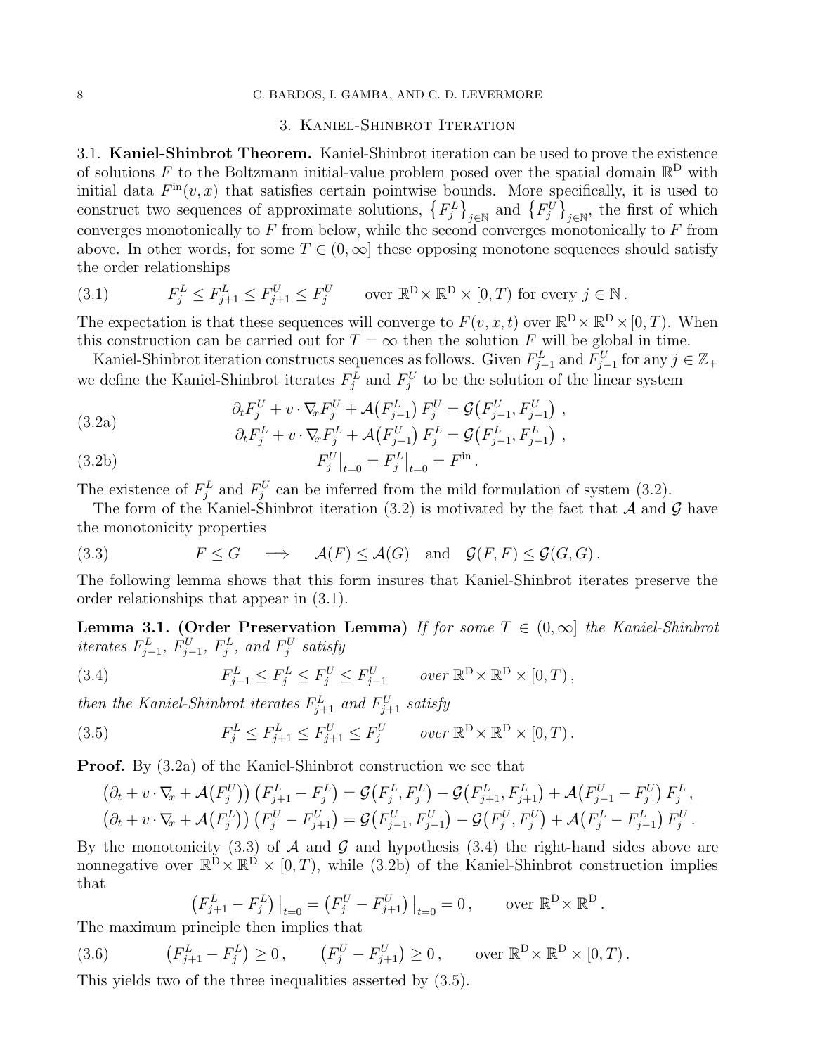## 3. Kaniel-Shinbrot Iteration

### 3.1. Kaniel-Shinbrot Theorem.

**3.1. Kaniel-Shinbrot Theorem.** Kaniel-Shinbrot iteration can be used to prove the existence of solutions $F$ to the Boltzmann initial-value problem posed over the spatial domain $\mathbb{R}^{\mathrm{D}}$ with initial data $F^{\mathrm{in}}(v,x)$ that satisfies certain pointwise bounds. More specifically, it is used to construct two sequences of approximate solutions, $\{F_j^L\}_{j\in\mathbb{N}}$ and $\{F_j^U\}_{j\in\mathbb{N}}$, the first of which converges monotonically to $F$ from below, while the second converges monotonically to $F$ from above. In other words, for some $T\in(0,\infty]$ these opposing monotone sequences should satisfy the order relationships

$$
F_j^L \leq F_{j+1}^L \leq F_{j+1}^U \leq F_j^U \qquad \text{over } \mathbb{R}^{\mathrm{D}}\times\mathbb{R}^{\mathrm{D}}\times[0,T) \text{ for every } j\in\mathbb{N}\,. \tag{3.1}
$$

The expectation is that these sequences will converge to $F(v,x,t)$ over $\mathbb{R}^{\mathrm{D}}\times\mathbb{R}^{\mathrm{D}}\times[0,T)$. When this construction can be carried out for $T=\infty$ then the solution $F$ will be global in time.

Kaniel-Shinbrot iteration constructs sequences as follows. Given $F_{j-1}^L$ and $F_{j-1}^U$ for any $j\in\mathbb{Z}_+$ we define the Kaniel-Shinbrot iterates $F_j^L$ and $F_j^U$ to be the solution of the linear system

$$
\begin{aligned}
&\partial_t F_j^U + v\cdot\nabla_x F_j^U + \mathcal{A}\big(F_{j-1}^L\big)\,F_j^U = \mathcal{G}\big(F_{j-1}^U,F_{j-1}^U\big)\,, \\
&\partial_t F_j^L + v\cdot\nabla_x F_j^L + \mathcal{A}\big(F_{j-1}^U\big)\,F_j^L = \mathcal{G}\big(F_{j-1}^L,F_{j-1}^L\big)\,,
\end{aligned} \tag{3.2a}
$$

$$
F_j^U\big|_{t=0} = F_j^L\big|_{t=0} = F^{\mathrm{in}}\,. \tag{3.2b}
$$

The existence of $F_j^L$ and $F_j^U$ can be inferred from the mild formulation of system (3.2).

The form of the Kaniel-Shinbrot iteration (3.2) is motivated by the fact that $\mathcal{A}$ and $\mathcal{G}$ have the monotonicity properties

$$
F\leq G \quad\Longrightarrow\quad \mathcal{A}(F)\leq\mathcal{A}(G) \quad\text{and}\quad \mathcal{G}(F,F)\leq\mathcal{G}(G,G)\,. \tag{3.3}
$$

The following lemma shows that this form insures that Kaniel-Shinbrot iterates preserve the order relationships that appear in (3.1).

**Lemma 3.1. (Order Preservation Lemma)** *If for some $T\in(0,\infty]$ the Kaniel-Shinbrot iterates $F_{j-1}^L$, $F_{j-1}^U$, $F_j^L$, and $F_j^U$ satisfy*

$$
F_{j-1}^L \leq F_j^L \leq F_j^U \leq F_{j-1}^U \qquad \textit{over } \mathbb{R}^{\mathrm{D}}\times\mathbb{R}^{\mathrm{D}}\times[0,T)\,, \tag{3.4}
$$

*then the Kaniel-Shinbrot iterates $F_{j+1}^L$ and $F_{j+1}^U$ satisfy*

$$
F_j^L \leq F_{j+1}^L \leq F_{j+1}^U \leq F_j^U \qquad \textit{over } \mathbb{R}^{\mathrm{D}}\times\mathbb{R}^{\mathrm{D}}\times[0,T)\,. \tag{3.5}
$$

**Proof.** By (3.2a) of the Kaniel-Shinbrot construction we see that

$$
\begin{aligned}
\big(\partial_t + v\cdot\nabla_x + \mathcal{A}(F_j^U)\big)\big(F_{j+1}^L - F_j^L\big) &= \mathcal{G}\big(F_j^L,F_j^L\big) - \mathcal{G}\big(F_{j+1}^L,F_{j+1}^L\big) + \mathcal{A}\big(F_{j-1}^U - F_j^U\big)\,F_j^L\,, \\
\big(\partial_t + v\cdot\nabla_x + \mathcal{A}(F_j^L)\big)\big(F_j^U - F_{j+1}^U\big) &= \mathcal{G}\big(F_{j-1}^U,F_{j-1}^U\big) - \mathcal{G}\big(F_j^U,F_j^U\big) + \mathcal{A}\big(F_j^L - F_{j-1}^L\big)\,F_j^U\,.
\end{aligned}
$$

By the monotonicity (3.3) of $\mathcal{A}$ and $\mathcal{G}$ and hypothesis (3.4) the right-hand sides above are nonnegative over $\mathbb{R}^{\mathrm{D}}\times\mathbb{R}^{\mathrm{D}}\times[0,T)$, while (3.2b) of the Kaniel-Shinbrot construction implies that

$$
\big(F_{j+1}^L - F_j^L\big)\big|_{t=0} = \big(F_j^U - F_{j+1}^U\big)\big|_{t=0} = 0\,, \qquad \text{over } \mathbb{R}^{\mathrm{D}}\times\mathbb{R}^{\mathrm{D}}\,.
$$

The maximum principle then implies that

$$
\big(F_{j+1}^L - F_j^L\big)\geq 0\,, \qquad \big(F_j^U - F_{j+1}^U\big)\geq 0\,, \qquad \text{over } \mathbb{R}^{\mathrm{D}}\times\mathbb{R}^{\mathrm{D}}\times[0,T)\,. \tag{3.6}
$$

This yields two of the three inequalities asserted by (3.5).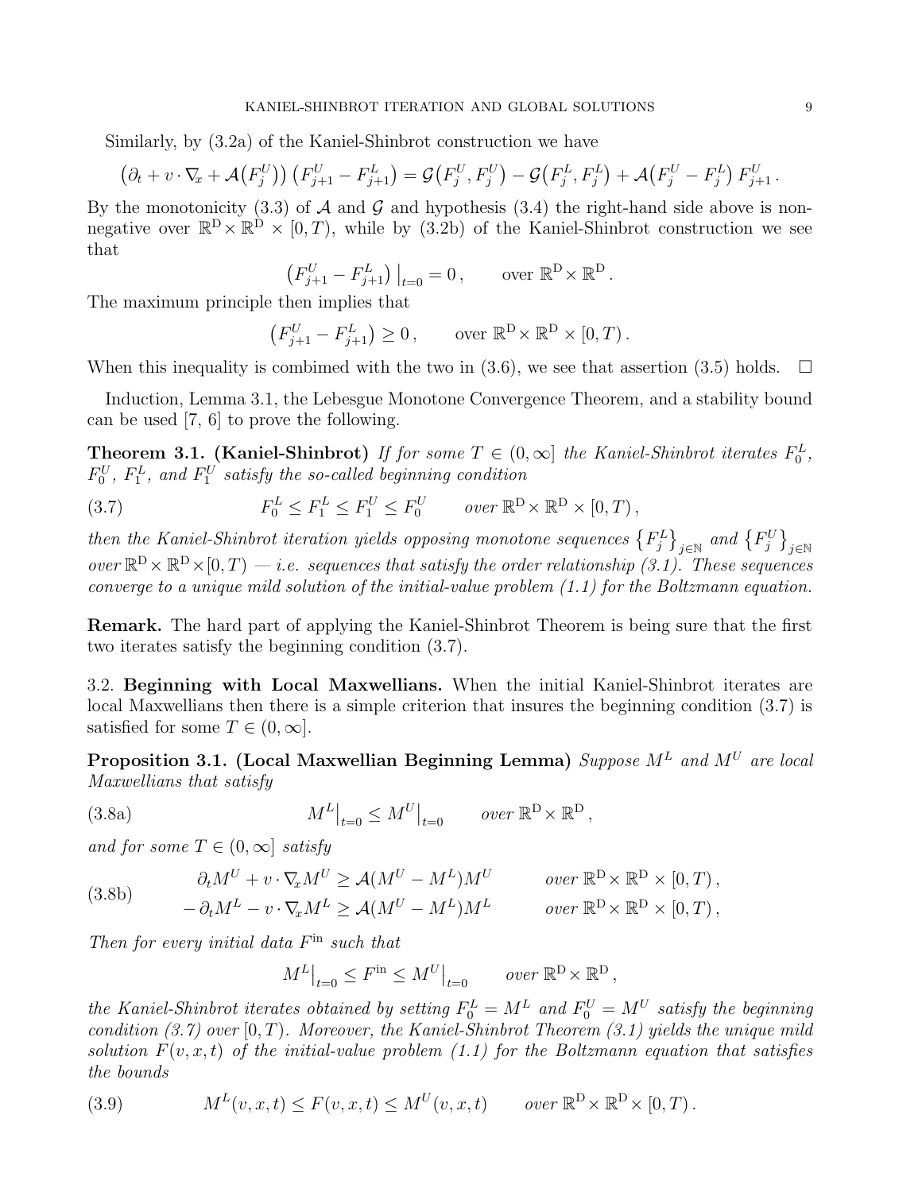Similarly, by (3.2a) of the Kaniel-Shinbrot construction we have

$$\big(\partial_t + v\cdot\nabla_x + \mathcal{A}\big(F_j^U\big)\big)\big(F_{j+1}^U - F_{j+1}^L\big) = \mathcal{G}\big(F_j^U, F_j^U\big) - \mathcal{G}\big(F_j^L, F_j^L\big) + \mathcal{A}\big(F_j^U - F_j^L\big)\, F_{j+1}^U .$$

By the monotonicity (3.3) of $\mathcal{A}$ and $\mathcal{G}$ and hypothesis (3.4) the right-hand side above is nonnegative over $\mathbb{R}^{\mathrm{D}}\times\mathbb{R}^{\mathrm{D}}\times[0,T)$, while by (3.2b) of the Kaniel-Shinbrot construction we see that

$$\big(F_{j+1}^U - F_{j+1}^L\big)\big|_{t=0} = 0\,, \qquad \text{over } \mathbb{R}^{\mathrm{D}}\times\mathbb{R}^{\mathrm{D}}\,.$$

The maximum principle then implies that

$$\big(F_{j+1}^U - F_{j+1}^L\big) \geq 0\,, \qquad \text{over } \mathbb{R}^{\mathrm{D}}\times\mathbb{R}^{\mathrm{D}}\times[0,T)\,.$$

When this inequality is combimed with the two in (3.6), we see that assertion (3.5) holds. $\square$

Induction, Lemma 3.1, the Lebesgue Monotone Convergence Theorem, and a stability bound can be used [7, 6] to prove the following.

**Theorem 3.1. (Kaniel-Shinbrot)** *If for some $T\in(0,\infty]$ the Kaniel-Shinbrot iterates $F_0^L$, $F_0^U$, $F_1^L$, and $F_1^U$ satisfy the so-called beginning condition*

$$F_0^L \leq F_1^L \leq F_1^U \leq F_0^U \qquad \text{over } \mathbb{R}^{\mathrm{D}}\times\mathbb{R}^{\mathrm{D}}\times[0,T)\,, \tag{3.7}$$

*then the Kaniel-Shinbrot iteration yields opposing monotone sequences $\{F_j^L\}_{j\in\mathbb{N}}$ and $\{F_j^U\}_{j\in\mathbb{N}}$ over $\mathbb{R}^{\mathrm{D}}\times\mathbb{R}^{\mathrm{D}}\times[0,T)$ — i.e. sequences that satisfy the order relationship (3.1). These sequences converge to a unique mild solution of the initial-value problem (1.1) for the Boltzmann equation.*

**Remark.** The hard part of applying the Kaniel-Shinbrot Theorem is being sure that the first two iterates satisfy the beginning condition (3.7).

## 3.2. Beginning with Local Maxwellians.

When the initial Kaniel-Shinbrot iterates are local Maxwellians then there is a simple criterion that insures the beginning condition (3.7) is satisfied for some $T\in(0,\infty]$.

**Proposition 3.1. (Local Maxwellian Beginning Lemma)** *Suppose $M^L$ and $M^U$ are local Maxwellians that satisfy*

$$M^L\big|_{t=0} \leq M^U\big|_{t=0} \qquad \text{over } \mathbb{R}^{\mathrm{D}}\times\mathbb{R}^{\mathrm{D}}\,, \tag{3.8a}$$

*and for some $T\in(0,\infty]$ satisfy*

$$\begin{aligned} \partial_t M^U + v\cdot\nabla_x M^U &\geq \mathcal{A}(M^U - M^L)M^U \qquad &&\text{over } \mathbb{R}^{\mathrm{D}}\times\mathbb{R}^{\mathrm{D}}\times[0,T)\,,\\ -\partial_t M^L - v\cdot\nabla_x M^L &\geq \mathcal{A}(M^U - M^L)M^L \qquad &&\text{over } \mathbb{R}^{\mathrm{D}}\times\mathbb{R}^{\mathrm{D}}\times[0,T)\,, \end{aligned} \tag{3.8b}$$

*Then for every initial data $F^{\mathrm{in}}$ such that*

$$M^L\big|_{t=0} \leq F^{\mathrm{in}} \leq M^U\big|_{t=0} \qquad \text{over } \mathbb{R}^{\mathrm{D}}\times\mathbb{R}^{\mathrm{D}}\,,$$

*the Kaniel-Shinbrot iterates obtained by setting $F_0^L = M^L$ and $F_0^U = M^U$ satisfy the beginning condition (3.7) over $[0,T)$. Moreover, the Kaniel-Shinbrot Theorem (3.1) yields the unique mild solution $F(v,x,t)$ of the initial-value problem (1.1) for the Boltzmann equation that satisfies the bounds*

$$M^L(v,x,t) \leq F(v,x,t) \leq M^U(v,x,t) \qquad \text{over } \mathbb{R}^{\mathrm{D}}\times\mathbb{R}^{\mathrm{D}}\times[0,T)\,. \tag{3.9}$$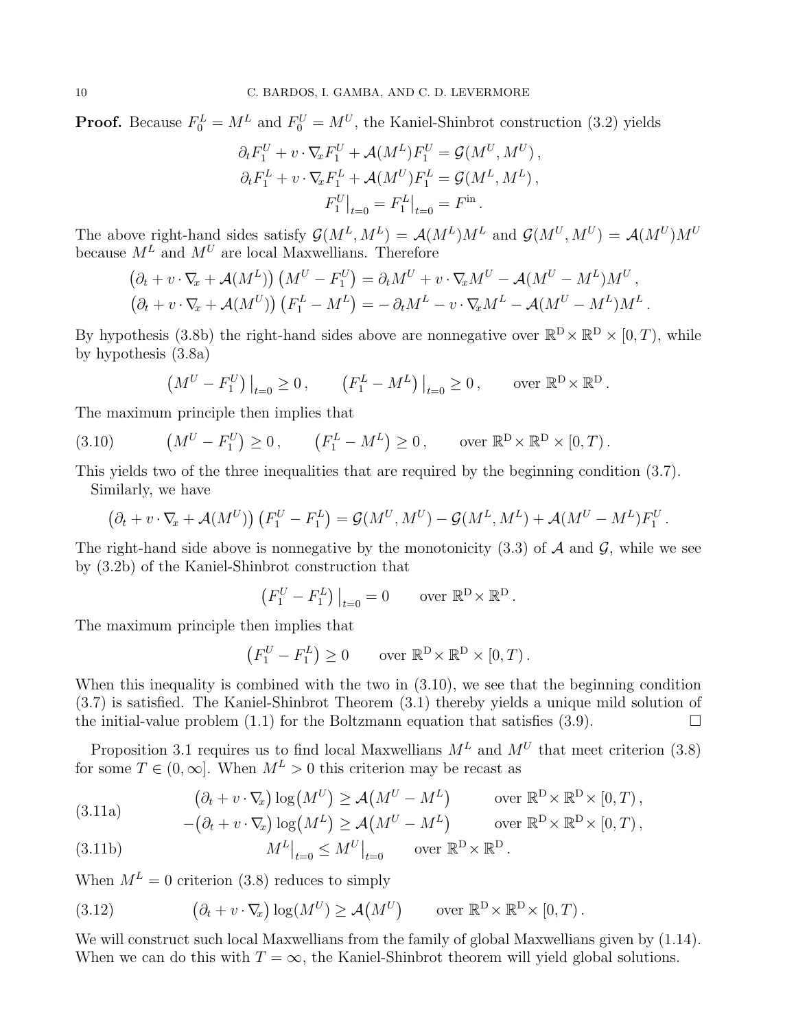**Proof.** Because $F_0^L = M^L$ and $F_0^U = M^U$, the Kaniel-Shinbrot construction (3.2) yields

$$
\begin{aligned}
\partial_t F_1^U + v\cdot\nabla_x F_1^U + \mathcal{A}(M^L)F_1^U &= \mathcal{G}(M^U, M^U)\,,\\
\partial_t F_1^L + v\cdot\nabla_x F_1^L + \mathcal{A}(M^U)F_1^L &= \mathcal{G}(M^L, M^L)\,,\\
F_1^U\big|_{t=0} = F_1^L\big|_{t=0} &= F^{\text{in}}\,.
\end{aligned}
$$

The above right-hand sides satisfy $\mathcal{G}(M^L, M^L) = \mathcal{A}(M^L)M^L$ and $\mathcal{G}(M^U, M^U) = \mathcal{A}(M^U)M^U$ because $M^L$ and $M^U$ are local Maxwellians. Therefore

$$
\begin{aligned}
\big(\partial_t + v\cdot\nabla_x + \mathcal{A}(M^L)\big)\big(M^U - F_1^U\big) &= \partial_t M^U + v\cdot\nabla_x M^U - \mathcal{A}(M^U - M^L)M^U\,,\\
\big(\partial_t + v\cdot\nabla_x + \mathcal{A}(M^U)\big)\big(F_1^L - M^L\big) &= -\,\partial_t M^L - v\cdot\nabla_x M^L - \mathcal{A}(M^U - M^L)M^L\,.
\end{aligned}
$$

By hypothesis (3.8b) the right-hand sides above are nonnegative over $\mathbb{R}^{\mathrm{D}}\times\mathbb{R}^{\mathrm{D}}\times[0,T)$, while by hypothesis (3.8a)

$$
\big(M^U - F_1^U\big)\big|_{t=0} \geq 0\,, \qquad \big(F_1^L - M^L\big)\big|_{t=0} \geq 0\,, \qquad \text{over } \mathbb{R}^{\mathrm{D}}\times\mathbb{R}^{\mathrm{D}}\,.
$$

The maximum principle then implies that

$$
\big(M^U - F_1^U\big) \geq 0\,, \qquad \big(F_1^L - M^L\big) \geq 0\,, \qquad \text{over } \mathbb{R}^{\mathrm{D}}\times\mathbb{R}^{\mathrm{D}}\times[0,T)\,. \tag{3.10}
$$

This yields two of the three inequalities that are required by the beginning condition (3.7).

Similarly, we have

$$
\big(\partial_t + v\cdot\nabla_x + \mathcal{A}(M^U)\big)\big(F_1^U - F_1^L\big) = \mathcal{G}(M^U, M^U) - \mathcal{G}(M^L, M^L) + \mathcal{A}(M^U - M^L)F_1^U\,.
$$

The right-hand side above is nonnegative by the monotonicity (3.3) of $\mathcal{A}$ and $\mathcal{G}$, while we see by (3.2b) of the Kaniel-Shinbrot construction that

$$
\big(F_1^U - F_1^L\big)\big|_{t=0} = 0 \qquad \text{over } \mathbb{R}^{\mathrm{D}}\times\mathbb{R}^{\mathrm{D}}\,.
$$

The maximum principle then implies that

$$
\big(F_1^U - F_1^L\big) \geq 0 \qquad \text{over } \mathbb{R}^{\mathrm{D}}\times\mathbb{R}^{\mathrm{D}}\times[0,T)\,.
$$

When this inequality is combined with the two in (3.10), we see that the beginning condition (3.7) is satisfied. The Kaniel-Shinbrot Theorem (3.1) thereby yields a unique mild solution of the initial-value problem (1.1) for the Boltzmann equation that satisfies (3.9). $\square$

Proposition 3.1 requires us to find local Maxwellians $M^L$ and $M^U$ that meet criterion (3.8) for some $T\in(0,\infty]$. When $M^L > 0$ this criterion may be recast as

$$
\begin{aligned}
\big(\partial_t + v\cdot\nabla_x\big)\log\big(M^U\big) &\geq \mathcal{A}\big(M^U - M^L\big) && \text{over } \mathbb{R}^{\mathrm{D}}\times\mathbb{R}^{\mathrm{D}}\times[0,T)\,,\\
-\big(\partial_t + v\cdot\nabla_x\big)\log\big(M^L\big) &\geq \mathcal{A}\big(M^U - M^L\big) && \text{over } \mathbb{R}^{\mathrm{D}}\times\mathbb{R}^{\mathrm{D}}\times[0,T)\,,
\end{aligned} \tag{3.11a}
$$

$$
M^L\big|_{t=0} \leq M^U\big|_{t=0} \qquad \text{over } \mathbb{R}^{\mathrm{D}}\times\mathbb{R}^{\mathrm{D}}\,. \tag{3.11b}
$$

When $M^L = 0$ criterion (3.8) reduces to simply

$$
\big(\partial_t + v\cdot\nabla_x\big)\log(M^U) \geq \mathcal{A}\big(M^U\big) \qquad \text{over } \mathbb{R}^{\mathrm{D}}\times\mathbb{R}^{\mathrm{D}}\times[0,T)\,. \tag{3.12}
$$

We will construct such local Maxwellians from the family of global Maxwellians given by (1.14). When we can do this with $T=\infty$, the Kaniel-Shinbrot theorem will yield global solutions.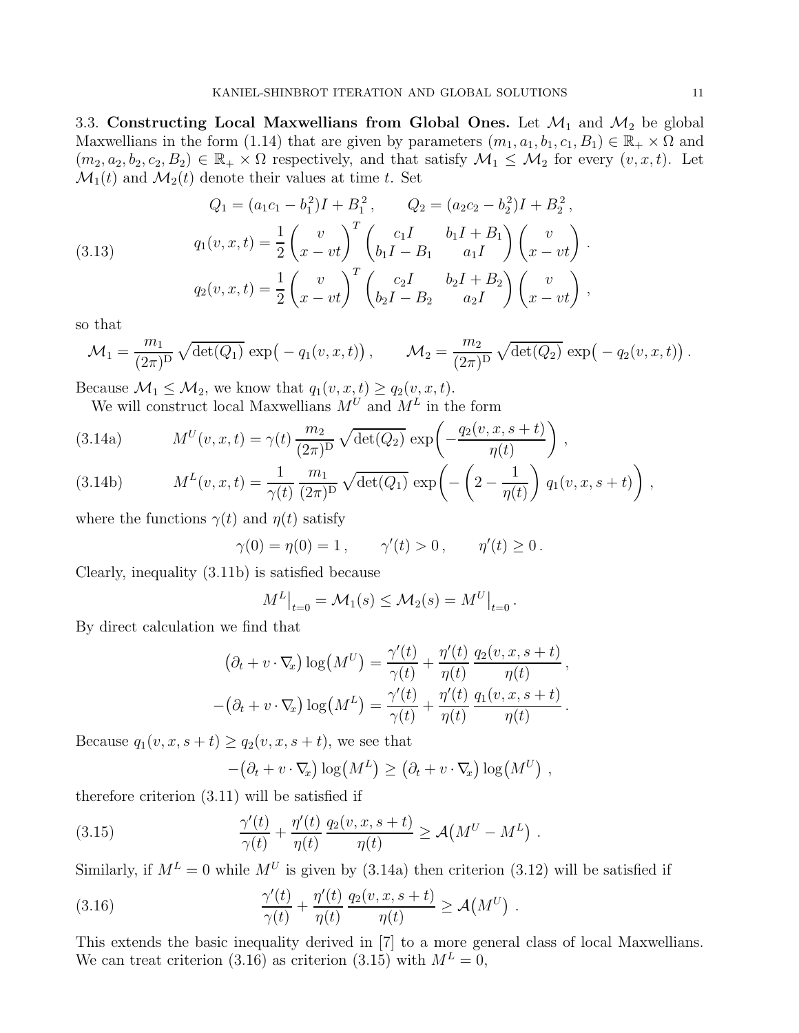### 3.3. Constructing Local Maxwellians from Global Ones.

Let $\mathcal{M}_1$ and $\mathcal{M}_2$ be global Maxwellians in the form (1.14) that are given by parameters $(m_1, a_1, b_1, c_1, B_1) \in \mathbb{R}_+ \times \Omega$ and $(m_2, a_2, b_2, c_2, B_2) \in \mathbb{R}_+ \times \Omega$ respectively, and that satisfy $\mathcal{M}_1 \leq \mathcal{M}_2$ for every $(v, x, t)$. Let $\mathcal{M}_1(t)$ and $\mathcal{M}_2(t)$ denote their values at time $t$. Set

$$
\begin{aligned}
&Q_1 = (a_1 c_1 - b_1^2) I + B_1^2 \,, \qquad Q_2 = (a_2 c_2 - b_2^2) I + B_2^2 \,, \\
&q_1(v,x,t) = \frac{1}{2} \begin{pmatrix} v \\ x - vt \end{pmatrix}^T \begin{pmatrix} c_1 I & b_1 I + B_1 \\ b_1 I - B_1 & a_1 I \end{pmatrix} \begin{pmatrix} v \\ x - vt \end{pmatrix} . \\
&q_2(v,x,t) = \frac{1}{2} \begin{pmatrix} v \\ x - vt \end{pmatrix}^T \begin{pmatrix} c_2 I & b_2 I + B_2 \\ b_2 I - B_2 & a_2 I \end{pmatrix} \begin{pmatrix} v \\ x - vt \end{pmatrix} ,
\end{aligned}
\tag{3.13}
$$

so that

$$
\mathcal{M}_1 = \frac{m_1}{(2\pi)^{\mathrm{D}}} \sqrt{\det(Q_1)} \, \exp\big( - q_1(v,x,t) \big) \,, \qquad \mathcal{M}_2 = \frac{m_2}{(2\pi)^{\mathrm{D}}} \sqrt{\det(Q_2)} \, \exp\big( - q_2(v,x,t) \big) \,.
$$

Because $\mathcal{M}_1 \leq \mathcal{M}_2$, we know that $q_1(v,x,t) \geq q_2(v,x,t)$.

We will construct local Maxwellians $M^U$ and $M^L$ in the form

$$
M^U(v,x,t) = \gamma(t) \, \frac{m_2}{(2\pi)^{\mathrm{D}}} \sqrt{\det(Q_2)} \, \exp\!\left( - \frac{q_2(v,x,s+t)}{\eta(t)} \right) \,, \tag{3.14a}
$$

$$
M^L(v,x,t) = \frac{1}{\gamma(t)} \, \frac{m_1}{(2\pi)^{\mathrm{D}}} \sqrt{\det(Q_1)} \, \exp\!\left( - \left( 2 - \frac{1}{\eta(t)} \right) q_1(v,x,s+t) \right) \,, \tag{3.14b}
$$

where the functions $\gamma(t)$ and $\eta(t)$ satisfy

$$
\gamma(0) = \eta(0) = 1 \,, \qquad \gamma'(t) > 0 \,, \qquad \eta'(t) \geq 0 \,.
$$

Clearly, inequality (3.11b) is satisfied because

$$
M^L\big|_{t=0} = \mathcal{M}_1(s) \leq \mathcal{M}_2(s) = M^U\big|_{t=0} \,.
$$

By direct calculation we find that

$$
\begin{aligned}
\big(\partial_t + v \cdot \nabla_x\big) \log\big(M^U\big) &= \frac{\gamma'(t)}{\gamma(t)} + \frac{\eta'(t)}{\eta(t)} \, \frac{q_2(v,x,s+t)}{\eta(t)} \,, \\
-\big(\partial_t + v \cdot \nabla_x\big) \log\big(M^L\big) &= \frac{\gamma'(t)}{\gamma(t)} + \frac{\eta'(t)}{\eta(t)} \, \frac{q_1(v,x,s+t)}{\eta(t)} \,.
\end{aligned}
$$

Because $q_1(v,x,s+t) \geq q_2(v,x,s+t)$, we see that

$$
-\big(\partial_t + v \cdot \nabla_x\big) \log\big(M^L\big) \geq \big(\partial_t + v \cdot \nabla_x\big) \log\big(M^U\big) \,,
$$

therefore criterion (3.11) will be satisfied if

$$
\frac{\gamma'(t)}{\gamma(t)} + \frac{\eta'(t)}{\eta(t)} \, \frac{q_2(v,x,s+t)}{\eta(t)} \geq \mathcal{A}\big(M^U - M^L\big) \,. \tag{3.15}
$$

Similarly, if $M^L = 0$ while $M^U$ is given by (3.14a) then criterion (3.12) will be satisfied if

$$
\frac{\gamma'(t)}{\gamma(t)} + \frac{\eta'(t)}{\eta(t)} \, \frac{q_2(v,x,s+t)}{\eta(t)} \geq \mathcal{A}\big(M^U\big) \,. \tag{3.16}
$$

This extends the basic inequality derived in [7] to a more general class of local Maxwellians. We can treat criterion (3.16) as criterion (3.15) with $M^L = 0$,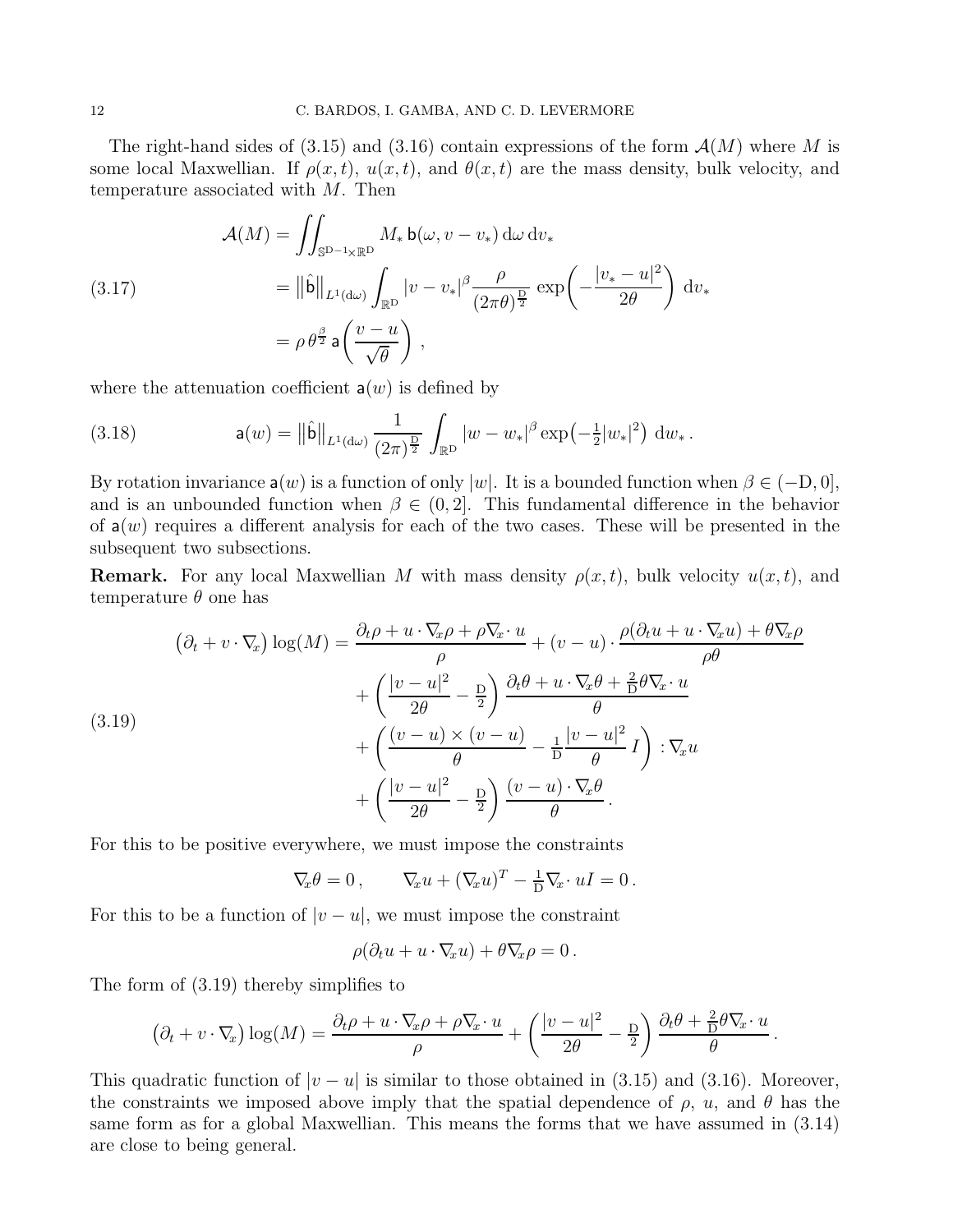The right-hand sides of (3.15) and (3.16) contain expressions of the form $\mathcal{A}(M)$ where $M$ is some local Maxwellian. If $\rho(x,t)$, $u(x,t)$, and $\theta(x,t)$ are the mass density, bulk velocity, and temperature associated with $M$. Then

$$
\begin{aligned}
\mathcal{A}(M) &= \iint_{\mathbb{S}^{\mathrm{D}-1}\times\mathbb{R}^{\mathrm{D}}} M_* \, \mathsf{b}(\omega, v - v_*) \, \mathrm{d}\omega \, \mathrm{d}v_* \\
&= \big\|\hat{\mathsf{b}}\big\|_{L^1(\mathrm{d}\omega)} \int_{\mathbb{R}^{\mathrm{D}}} |v - v_*|^\beta \frac{\rho}{(2\pi\theta)^{\frac{\mathrm{D}}{2}}} \exp\!\left(-\frac{|v_* - u|^2}{2\theta}\right) \mathrm{d}v_* \\
&= \rho \, \theta^{\frac{\beta}{2}} \, \mathsf{a}\!\left(\frac{v-u}{\sqrt{\theta}}\right) ,
\end{aligned}
\tag{3.17}
$$

where the attenuation coefficient $\mathsf{a}(w)$ is defined by

$$
\mathsf{a}(w) = \big\|\hat{\mathsf{b}}\big\|_{L^1(\mathrm{d}\omega)} \frac{1}{(2\pi)^{\frac{\mathrm{D}}{2}}} \int_{\mathbb{R}^{\mathrm{D}}} |w - w_*|^\beta \exp\!\left(-\tfrac{1}{2}|w_*|^2\right) \mathrm{d}w_* \,.
\tag{3.18}
$$

By rotation invariance $\mathsf{a}(w)$ is a function of only $|w|$. It is a bounded function when $\beta \in (-\mathrm{D}, 0]$, and is an unbounded function when $\beta \in (0, 2]$. This fundamental difference in the behavior of $\mathsf{a}(w)$ requires a different analysis for each of the two cases. These will be presented in the subsequent two subsections.

**Remark.** For any local Maxwellian $M$ with mass density $\rho(x,t)$, bulk velocity $u(x,t)$, and temperature $\theta$ one has

$$
\begin{aligned}
\big(\partial_t + v\cdot\nabla_x\big)\log(M) &= \frac{\partial_t\rho + u\cdot\nabla_x\rho + \rho\nabla_x\cdot u}{\rho} + (v-u)\cdot\frac{\rho(\partial_t u + u\cdot\nabla_x u) + \theta\nabla_x\rho}{\rho\theta} \\
&\quad + \left(\frac{|v-u|^2}{2\theta} - \tfrac{\mathrm{D}}{2}\right) \frac{\partial_t\theta + u\cdot\nabla_x\theta + \frac{2}{\mathrm{D}}\theta\nabla_x\cdot u}{\theta} \\
&\quad + \left(\frac{(v-u)\times(v-u)}{\theta} - \tfrac{1}{\mathrm{D}}\frac{|v-u|^2}{\theta} I\right) : \nabla_x u \\
&\quad + \left(\frac{|v-u|^2}{2\theta} - \tfrac{\mathrm{D}}{2}\right) \frac{(v-u)\cdot\nabla_x\theta}{\theta} \,.
\end{aligned}
\tag{3.19}
$$

For this to be positive everywhere, we must impose the constraints

$$
\nabla_x\theta = 0 \,, \qquad \nabla_x u + (\nabla_x u)^T - \tfrac{1}{\mathrm{D}}\nabla_x\cdot u I = 0 \,.
$$

For this to be a function of $|v-u|$, we must impose the constraint

$$
\rho(\partial_t u + u\cdot\nabla_x u) + \theta\nabla_x\rho = 0 \,.
$$

The form of (3.19) thereby simplifies to

$$
\big(\partial_t + v\cdot\nabla_x\big)\log(M) = \frac{\partial_t\rho + u\cdot\nabla_x\rho + \rho\nabla_x\cdot u}{\rho} + \left(\frac{|v-u|^2}{2\theta} - \tfrac{\mathrm{D}}{2}\right)\frac{\partial_t\theta + \frac{2}{\mathrm{D}}\theta\nabla_x\cdot u}{\theta} \,.
$$

This quadratic function of $|v-u|$ is similar to those obtained in (3.15) and (3.16). Moreover, the constraints we imposed above imply that the spatial dependence of $\rho$, $u$, and $\theta$ has the same form as for a global Maxwellian. This means the forms that we have assumed in (3.14) are close to being general.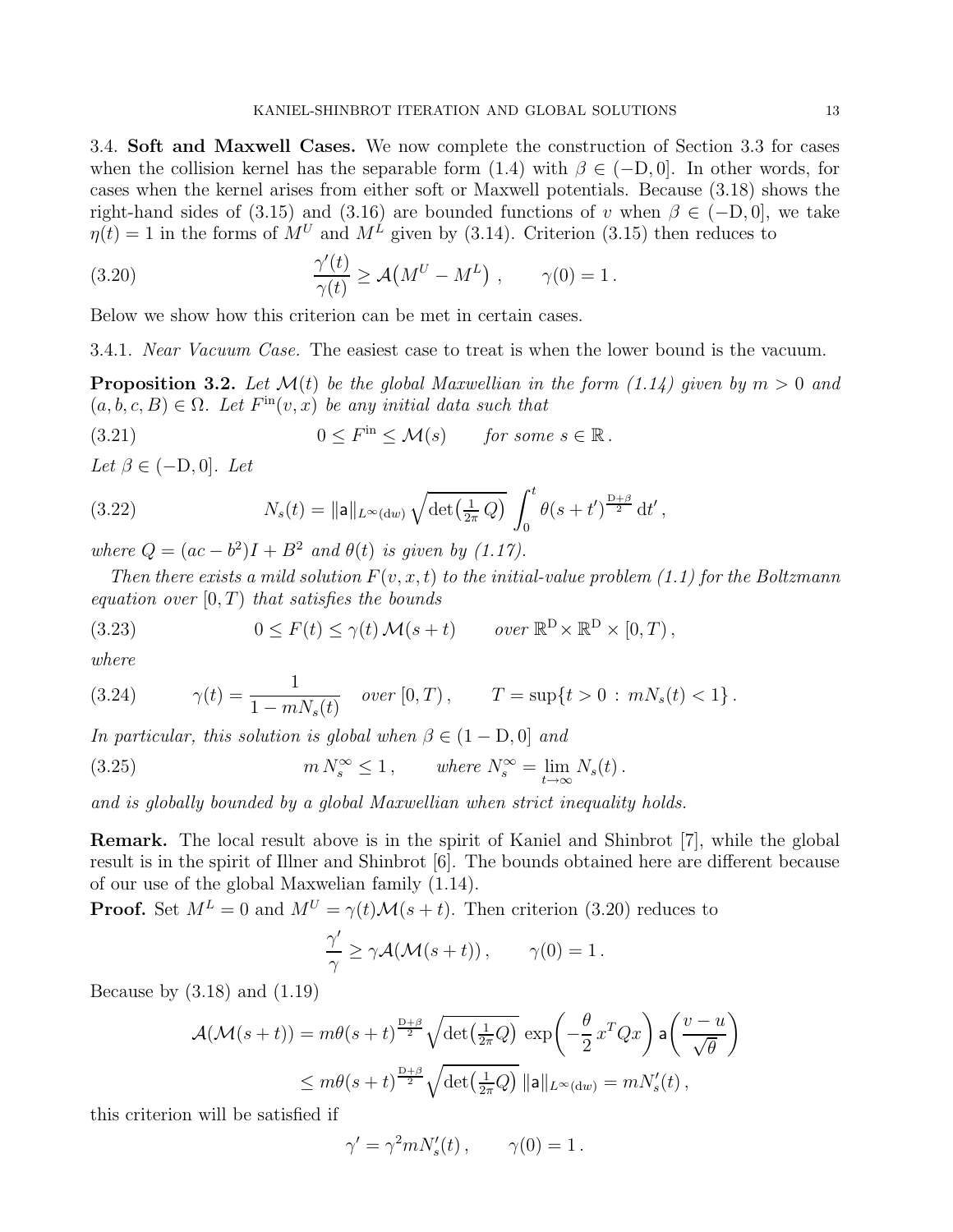### 3.4. Soft and Maxwell Cases.

We now complete the construction of Section 3.3 for cases when the collision kernel has the separable form (1.4) with $\beta \in (-\mathrm{D}, 0]$. In other words, for cases when the kernel arises from either soft or Maxwell potentials. Because (3.18) shows the right-hand sides of (3.15) and (3.16) are bounded functions of $v$ when $\beta \in (-\mathrm{D}, 0]$, we take $\eta(t) = 1$ in the forms of $M^U$ and $M^L$ given by (3.14). Criterion (3.15) then reduces to

$$\frac{\gamma'(t)}{\gamma(t)} \geq \mathcal{A}\big(M^U - M^L\big)\,, \qquad \gamma(0) = 1\,. \tag{3.20}$$

Below we show how this criterion can be met in certain cases.

#### 3.4.1. *Near Vacuum Case.*

The easiest case to treat is when the lower bound is the vacuum.

**Proposition 3.2.** *Let $\mathcal{M}(t)$ be the global Maxwellian in the form (1.14) given by $m > 0$ and $(a, b, c, B) \in \Omega$. Let $F^{\mathrm{in}}(v, x)$ be any initial data such that*

$$0 \leq F^{\mathrm{in}} \leq \mathcal{M}(s) \qquad \textit{for some } s \in \mathbb{R}\,. \tag{3.21}$$

*Let $\beta \in (-\mathrm{D}, 0]$. Let*

$$N_s(t) = \|\mathsf{a}\|_{L^\infty(\mathrm{d}w)} \sqrt{\det\big(\tfrac{1}{2\pi}\,Q\big)} \int_0^t \theta(s + t')^{\frac{\mathrm{D}+\beta}{2}}\,\mathrm{d}t'\,, \tag{3.22}$$

*where $Q = (ac - b^2)I + B^2$ and $\theta(t)$ is given by (1.17).*

*Then there exists a mild solution $F(v, x, t)$ to the initial-value problem (1.1) for the Boltzmann equation over $[0, T)$ that satisfies the bounds*

$$0 \leq F(t) \leq \gamma(t)\,\mathcal{M}(s + t) \qquad \textit{over } \mathbb{R}^{\mathrm{D}} \times \mathbb{R}^{\mathrm{D}} \times [0, T)\,, \tag{3.23}$$

*where*

$$\gamma(t) = \frac{1}{1 - mN_s(t)} \quad \textit{over } [0, T)\,, \qquad T = \sup\{t > 0 \,:\, mN_s(t) < 1\}\,. \tag{3.24}$$

*In particular, this solution is global when $\beta \in (1 - \mathrm{D}, 0]$ and*

$$m\,N_s^\infty \leq 1\,, \qquad \textit{where } N_s^\infty = \lim_{t\to\infty} N_s(t)\,. \tag{3.25}$$

*and is globally bounded by a global Maxwellian when strict inequality holds.*

**Remark.** The local result above is in the spirit of Kaniel and Shinbrot [7], while the global result is in the spirit of Illner and Shinbrot [6]. The bounds obtained here are different because of our use of the global Maxwelian family (1.14).

**Proof.** Set $M^L = 0$ and $M^U = \gamma(t)\mathcal{M}(s + t)$. Then criterion (3.20) reduces to

$$\frac{\gamma'}{\gamma} \geq \gamma\mathcal{A}(\mathcal{M}(s + t))\,, \qquad \gamma(0) = 1\,.$$

Because by (3.18) and (1.19)

$$\begin{aligned}
\mathcal{A}(\mathcal{M}(s + t)) &= m\theta(s + t)^{\frac{\mathrm{D}+\beta}{2}} \sqrt{\det\big(\tfrac{1}{2\pi}Q\big)}\, \exp\!\Big(-\frac{\theta}{2}\,x^T Q x\Big)\, \mathsf{a}\Big(\frac{v - u}{\sqrt{\theta}}\Big) \\
&\leq m\theta(s + t)^{\frac{\mathrm{D}+\beta}{2}} \sqrt{\det\big(\tfrac{1}{2\pi}Q\big)}\, \|\mathsf{a}\|_{L^\infty(\mathrm{d}w)} = mN_s'(t)\,,
\end{aligned}$$

this criterion will be satisfied if

$$\gamma' = \gamma^2 m N_s'(t)\,, \qquad \gamma(0) = 1\,.$$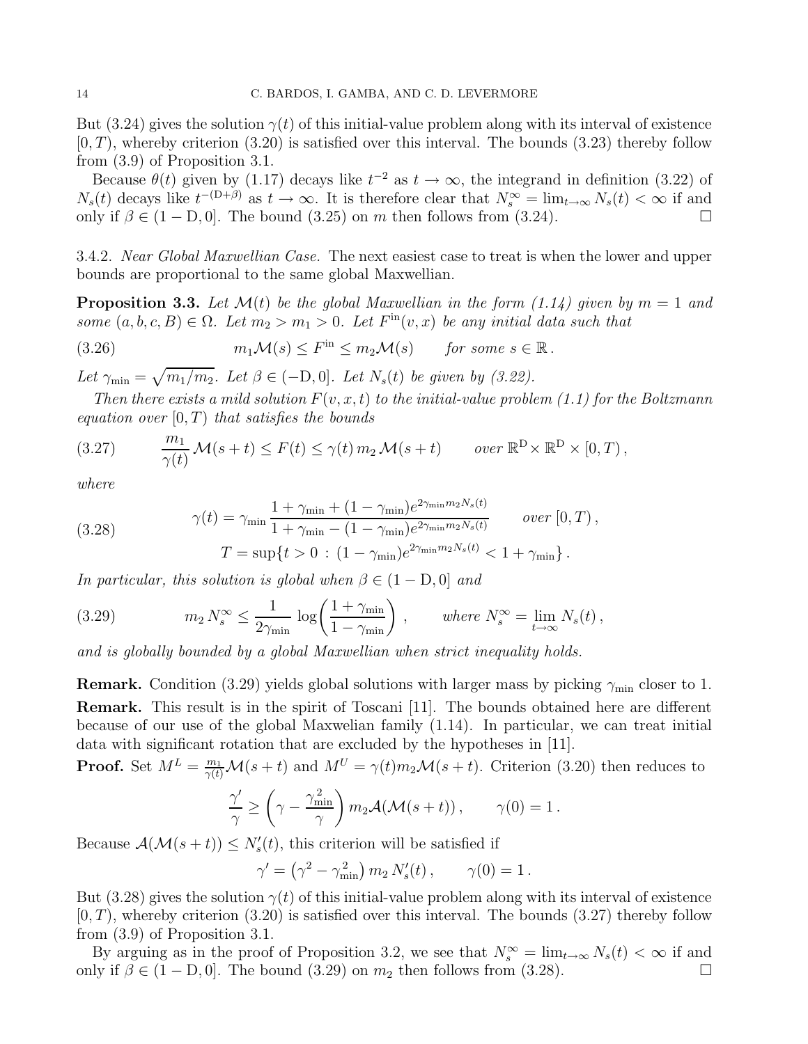But (3.24) gives the solution $\gamma(t)$ of this initial-value problem along with its interval of existence $[0,T)$, whereby criterion (3.20) is satisfied over this interval. The bounds (3.23) thereby follow from (3.9) of Proposition 3.1.

Because $\theta(t)$ given by (1.17) decays like $t^{-2}$ as $t\to\infty$, the integrand in definition (3.22) of $N_s(t)$ decays like $t^{-(\mathrm{D}+\beta)}$ as $t\to\infty$. It is therefore clear that $N_s^\infty = \lim_{t\to\infty} N_s(t) < \infty$ if and only if $\beta \in (1-\mathrm{D}, 0]$. The bound (3.25) on $m$ then follows from (3.24). $\square$

3.4.2. *Near Global Maxwellian Case.* The next easiest case to treat is when the lower and upper bounds are proportional to the same global Maxwellian.

**Proposition 3.3.** *Let $\mathcal{M}(t)$ be the global Maxwellian in the form (1.14) given by $m=1$ and some $(a,b,c,B)\in\Omega$. Let $m_2 > m_1 > 0$. Let $F^{\mathrm{in}}(v,x)$ be any initial data such that*

$$
m_1 \mathcal{M}(s) \le F^{\mathrm{in}} \le m_2 \mathcal{M}(s) \qquad \text{for some } s\in\mathbb{R}\,. \tag{3.26}
$$

*Let $\gamma_{\min} = \sqrt{m_1/m_2}$. Let $\beta\in(-\mathrm{D},0]$. Let $N_s(t)$ be given by (3.22).*

*Then there exists a mild solution $F(v,x,t)$ to the initial-value problem (1.1) for the Boltzmann equation over $[0,T)$ that satisfies the bounds*

$$
\frac{m_1}{\gamma(t)}\,\mathcal{M}(s+t) \le F(t) \le \gamma(t)\, m_2\, \mathcal{M}(s+t) \qquad \text{over } \mathbb{R}^{\mathrm{D}}\times\mathbb{R}^{\mathrm{D}}\times[0,T)\,, \tag{3.27}
$$

*where*

$$
\begin{aligned}
\gamma(t) &= \gamma_{\min}\,\frac{1+\gamma_{\min} + (1-\gamma_{\min})e^{2\gamma_{\min} m_2 N_s(t)}}{1+\gamma_{\min} - (1-\gamma_{\min})e^{2\gamma_{\min} m_2 N_s(t)}} \qquad \text{over } [0,T)\,,\\
T &= \sup\{t>0 \,:\, (1-\gamma_{\min})e^{2\gamma_{\min} m_2 N_s(t)} < 1+\gamma_{\min}\}\,.
\end{aligned} \tag{3.28}
$$

*In particular, this solution is global when $\beta\in(1-\mathrm{D},0]$ and*

$$
m_2\, N_s^\infty \le \frac{1}{2\gamma_{\min}}\,\log\!\left(\frac{1+\gamma_{\min}}{1-\gamma_{\min}}\right)\,, \qquad \text{where } N_s^\infty = \lim_{t\to\infty} N_s(t)\,, \tag{3.29}
$$

*and is globally bounded by a global Maxwellian when strict inequality holds.*

**Remark.** Condition (3.29) yields global solutions with larger mass by picking $\gamma_{\min}$ closer to 1.

**Remark.** This result is in the spirit of Toscani [11]. The bounds obtained here are different because of our use of the global Maxwelian family (1.14). In particular, we can treat initial data with significant rotation that are excluded by the hypotheses in [11].

**Proof.** Set $M^L = \frac{m_1}{\gamma(t)}\mathcal{M}(s+t)$ and $M^U = \gamma(t) m_2 \mathcal{M}(s+t)$. Criterion (3.20) then reduces to

$$
\frac{\gamma'}{\gamma} \ge \left(\gamma - \frac{\gamma_{\min}^2}{\gamma}\right) m_2 \mathcal{A}(\mathcal{M}(s+t))\,, \qquad \gamma(0)=1\,.
$$

Because $\mathcal{A}(\mathcal{M}(s+t)) \le N_s'(t)$, this criterion will be satisfied if

$$
\gamma' = \left(\gamma^2 - \gamma_{\min}^2\right) m_2\, N_s'(t)\,, \qquad \gamma(0)=1\,.
$$

But (3.28) gives the solution $\gamma(t)$ of this initial-value problem along with its interval of existence $[0,T)$, whereby criterion (3.20) is satisfied over this interval. The bounds (3.27) thereby follow from (3.9) of Proposition 3.1.

By arguing as in the proof of Proposition 3.2, we see that $N_s^\infty = \lim_{t\to\infty} N_s(t) < \infty$ if and only if $\beta\in(1-\mathrm{D},0]$. The bound (3.29) on $m_2$ then follows from (3.28). $\square$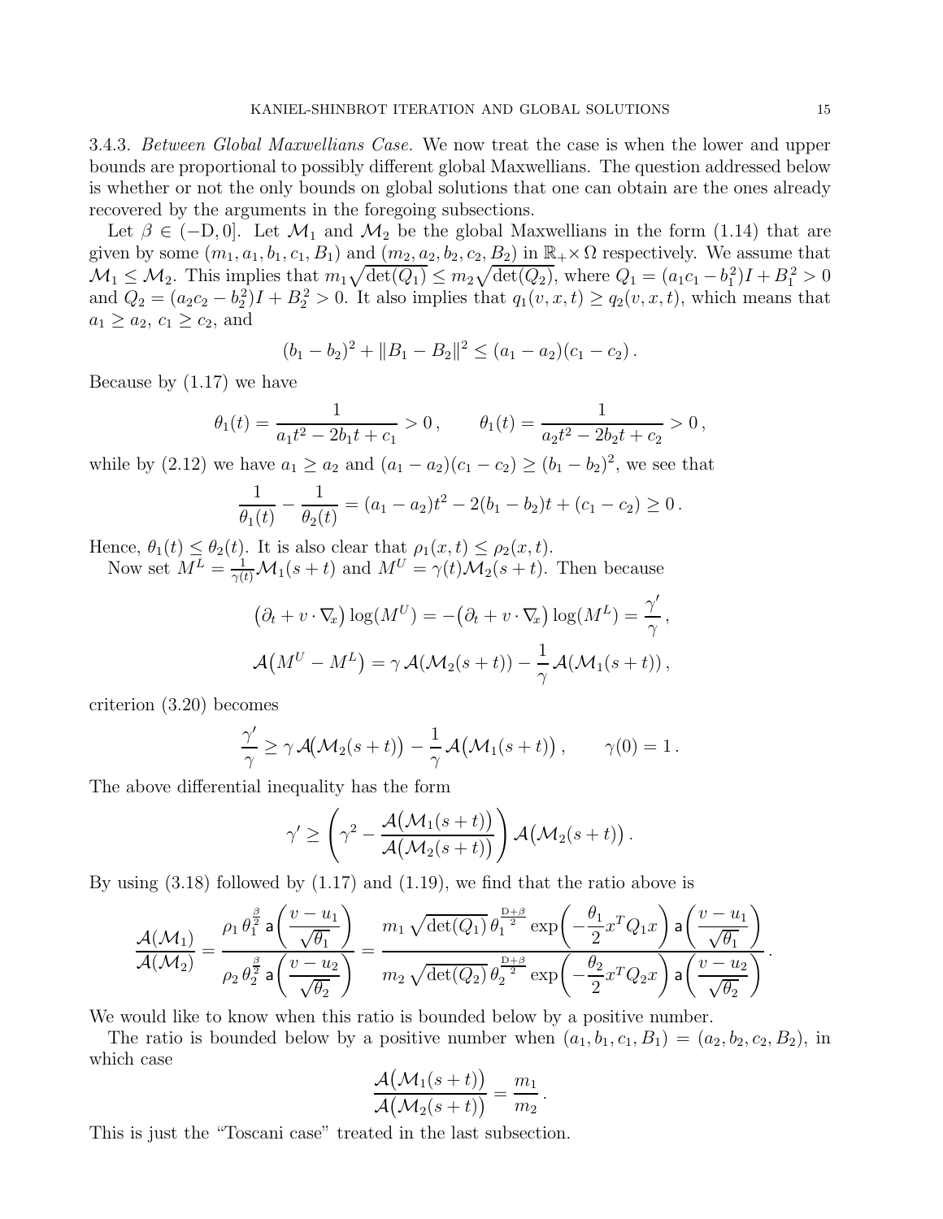3.4.3. *Between Global Maxwellians Case.* We now treat the case is when the lower and upper bounds are proportional to possibly different global Maxwellians. The question addressed below is whether or not the only bounds on global solutions that one can obtain are the ones already recovered by the arguments in the foregoing subsections.

Let $\beta \in (-\mathrm{D}, 0]$. Let $\mathcal{M}_1$ and $\mathcal{M}_2$ be the global Maxwellians in the form (1.14) that are given by some $(m_1, a_1, b_1, c_1, B_1)$ and $(m_2, a_2, b_2, c_2, B_2)$ in $\mathbb{R}_+ \times \Omega$ respectively. We assume that $\mathcal{M}_1 \leq \mathcal{M}_2$. This implies that $m_1\sqrt{\det(Q_1)} \leq m_2\sqrt{\det(Q_2)}$, where $Q_1 = (a_1c_1 - b_1^2)I + B_1^2 > 0$ and $Q_2 = (a_2c_2 - b_2^2)I + B_2^2 > 0$. It also implies that $q_1(v, x, t) \geq q_2(v, x, t)$, which means that $a_1 \geq a_2$, $c_1 \geq c_2$, and

$$
(b_1 - b_2)^2 + \|B_1 - B_2\|^2 \leq (a_1 - a_2)(c_1 - c_2)\,.
$$

Because by (1.17) we have

$$
\theta_1(t) = \frac{1}{a_1t^2 - 2b_1t + c_1} > 0\,, \qquad \theta_1(t) = \frac{1}{a_2t^2 - 2b_2t + c_2} > 0\,,
$$

while by (2.12) we have $a_1 \geq a_2$ and $(a_1 - a_2)(c_1 - c_2) \geq (b_1 - b_2)^2$, we see that

$$
\frac{1}{\theta_1(t)} - \frac{1}{\theta_2(t)} = (a_1 - a_2)t^2 - 2(b_1 - b_2)t + (c_1 - c_2) \geq 0\,.
$$

Hence, $\theta_1(t) \leq \theta_2(t)$. It is also clear that $\rho_1(x, t) \leq \rho_2(x, t)$.

Now set $M^L = \frac{1}{\gamma(t)}\mathcal{M}_1(s+t)$ and $M^U = \gamma(t)\mathcal{M}_2(s+t)$. Then because

$$
\big(\partial_t + v\cdot\nabla_x\big)\log(M^U) = -\big(\partial_t + v\cdot\nabla_x\big)\log(M^L) = \frac{\gamma'}{\gamma}\,,
$$

$$
\mathcal{A}\big(M^U - M^L\big) = \gamma\,\mathcal{A}(\mathcal{M}_2(s+t)) - \frac{1}{\gamma}\,\mathcal{A}(\mathcal{M}_1(s+t))\,,
$$

criterion (3.20) becomes

$$
\frac{\gamma'}{\gamma} \geq \gamma\,\mathcal{A}\big(\mathcal{M}_2(s+t)\big) - \frac{1}{\gamma}\,\mathcal{A}\big(\mathcal{M}_1(s+t)\big)\,, \qquad \gamma(0) = 1\,.
$$

The above differential inequality has the form

$$
\gamma' \geq \left(\gamma^2 - \frac{\mathcal{A}\big(\mathcal{M}_1(s+t)\big)}{\mathcal{A}\big(\mathcal{M}_2(s+t)\big)}\right)\mathcal{A}\big(\mathcal{M}_2(s+t)\big)\,.
$$

By using (3.18) followed by (1.17) and (1.19), we find that the ratio above is

$$
\frac{\mathcal{A}(\mathcal{M}_1)}{\mathcal{A}(\mathcal{M}_2)} = \frac{\rho_1\,\theta_1^{\frac{\beta}{2}}\,\mathsf{a}\!\left(\dfrac{v-u_1}{\sqrt{\theta_1}}\right)}{\rho_2\,\theta_2^{\frac{\beta}{2}}\,\mathsf{a}\!\left(\dfrac{v-u_2}{\sqrt{\theta_2}}\right)} = \frac{m_1\,\sqrt{\det(Q_1)}\,\theta_1^{\frac{\mathrm{D}+\beta}{2}}\exp\!\left(-\dfrac{\theta_1}{2}x^TQ_1x\right)\mathsf{a}\!\left(\dfrac{v-u_1}{\sqrt{\theta_1}}\right)}{m_2\,\sqrt{\det(Q_2)}\,\theta_2^{\frac{\mathrm{D}+\beta}{2}}\exp\!\left(-\dfrac{\theta_2}{2}x^TQ_2x\right)\mathsf{a}\!\left(\dfrac{v-u_2}{\sqrt{\theta_2}}\right)}\,.
$$

We would like to know when this ratio is bounded below by a positive number.

The ratio is bounded below by a positive number when $(a_1, b_1, c_1, B_1) = (a_2, b_2, c_2, B_2)$, in which case

$$
\frac{\mathcal{A}\big(\mathcal{M}_1(s+t)\big)}{\mathcal{A}\big(\mathcal{M}_2(s+t)\big)} = \frac{m_1}{m_2}\,.
$$

This is just the "Toscani case" treated in the last subsection.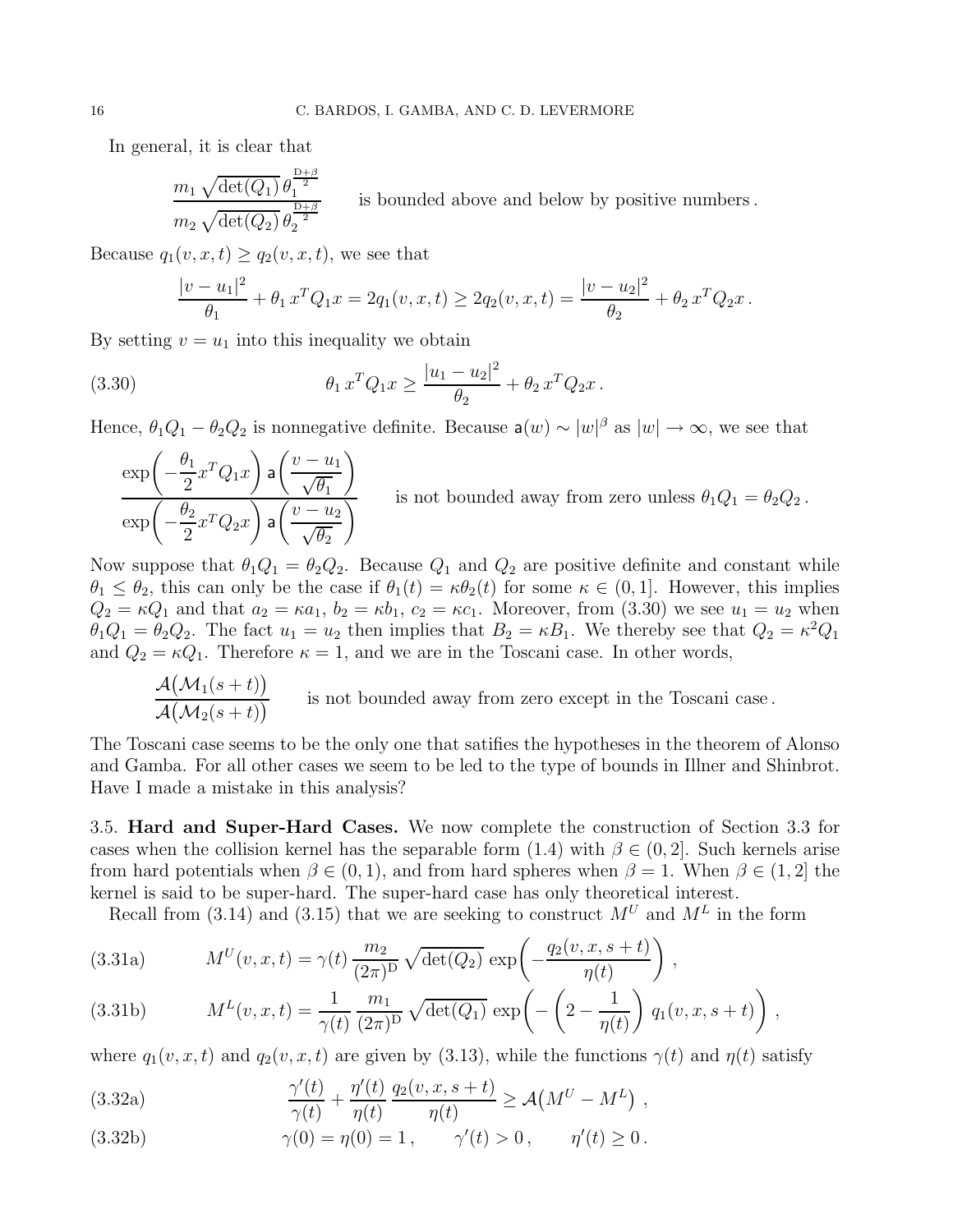In general, it is clear that

$$\frac{m_1 \sqrt{\det(Q_1)}\, \theta_1^{\frac{D+\beta}{2}}}{m_2 \sqrt{\det(Q_2)}\, \theta_2^{\frac{D+\beta}{2}}} \qquad \text{is bounded above and below by positive numbers}\,.$$

Because $q_1(v,x,t) \geq q_2(v,x,t)$, we see that

$$\frac{|v-u_1|^2}{\theta_1} + \theta_1\, x^T Q_1 x = 2q_1(v,x,t) \geq 2q_2(v,x,t) = \frac{|v-u_2|^2}{\theta_2} + \theta_2\, x^T Q_2 x\,.$$

By setting $v = u_1$ into this inequality we obtain

$$\theta_1\, x^T Q_1 x \geq \frac{|u_1 - u_2|^2}{\theta_2} + \theta_2\, x^T Q_2 x\,. \tag{3.30}$$

Hence, $\theta_1 Q_1 - \theta_2 Q_2$ is nonnegative definite. Because $\mathsf{a}(w) \sim |w|^\beta$ as $|w| \to \infty$, we see that

$$\frac{\exp\!\left(-\dfrac{\theta_1}{2} x^T Q_1 x\right) \mathsf{a}\!\left(\dfrac{v-u_1}{\sqrt{\theta_1}}\right)}{\exp\!\left(-\dfrac{\theta_2}{2} x^T Q_2 x\right) \mathsf{a}\!\left(\dfrac{v-u_2}{\sqrt{\theta_2}}\right)} \qquad \text{is not bounded away from zero unless } \theta_1 Q_1 = \theta_2 Q_2\,.$$

Now suppose that $\theta_1 Q_1 = \theta_2 Q_2$. Because $Q_1$ and $Q_2$ are positive definite and constant while $\theta_1 \leq \theta_2$, this can only be the case if $\theta_1(t) = \kappa \theta_2(t)$ for some $\kappa \in (0,1]$. However, this implies $Q_2 = \kappa Q_1$ and that $a_2 = \kappa a_1$, $b_2 = \kappa b_1$, $c_2 = \kappa c_1$. Moreover, from (3.30) we see $u_1 = u_2$ when $\theta_1 Q_1 = \theta_2 Q_2$. The fact $u_1 = u_2$ then implies that $B_2 = \kappa B_1$. We thereby see that $Q_2 = \kappa^2 Q_1$ and $Q_2 = \kappa Q_1$. Therefore $\kappa = 1$, and we are in the Toscani case. In other words,

$$\frac{\mathcal{A}\big(\mathcal{M}_1(s+t)\big)}{\mathcal{A}\big(\mathcal{M}_2(s+t)\big)} \qquad \text{is not bounded away from zero except in the Toscani case}\,.$$

The Toscani case seems to be the only one that satifies the hypotheses in the theorem of Alonso and Gamba. For all other cases we seem to be led to the type of bounds in Illner and Shinbrot. Have I made a mistake in this analysis?

## 3.5. **Hard and Super-Hard Cases.**

We now complete the construction of Section 3.3 for cases when the collision kernel has the separable form (1.4) with $\beta \in (0,2]$. Such kernels arise from hard potentials when $\beta \in (0,1)$, and from hard spheres when $\beta = 1$. When $\beta \in (1,2]$ the kernel is said to be super-hard. The super-hard case has only theoretical interest.

Recall from (3.14) and (3.15) that we are seeking to construct $M^U$ and $M^L$ in the form

$$M^U(v,x,t) = \gamma(t)\, \frac{m_2}{(2\pi)^D} \sqrt{\det(Q_2)}\, \exp\!\left(-\frac{q_2(v,x,s+t)}{\eta(t)}\right)\,, \tag{3.31a}$$

$$M^L(v,x,t) = \frac{1}{\gamma(t)}\, \frac{m_1}{(2\pi)^D} \sqrt{\det(Q_1)}\, \exp\!\left(-\left(2 - \frac{1}{\eta(t)}\right) q_1(v,x,s+t)\right)\,, \tag{3.31b}$$

where $q_1(v,x,t)$ and $q_2(v,x,t)$ are given by (3.13), while the functions $\gamma(t)$ and $\eta(t)$ satisfy

$$\frac{\gamma'(t)}{\gamma(t)} + \frac{\eta'(t)}{\eta(t)}\, \frac{q_2(v,x,s+t)}{\eta(t)} \geq \mathcal{A}\big(M^U - M^L\big)\,, \tag{3.32a}$$

$$\gamma(0) = \eta(0) = 1\,, \qquad \gamma'(t) > 0\,, \qquad \eta'(t) \geq 0\,. \tag{3.32b}$$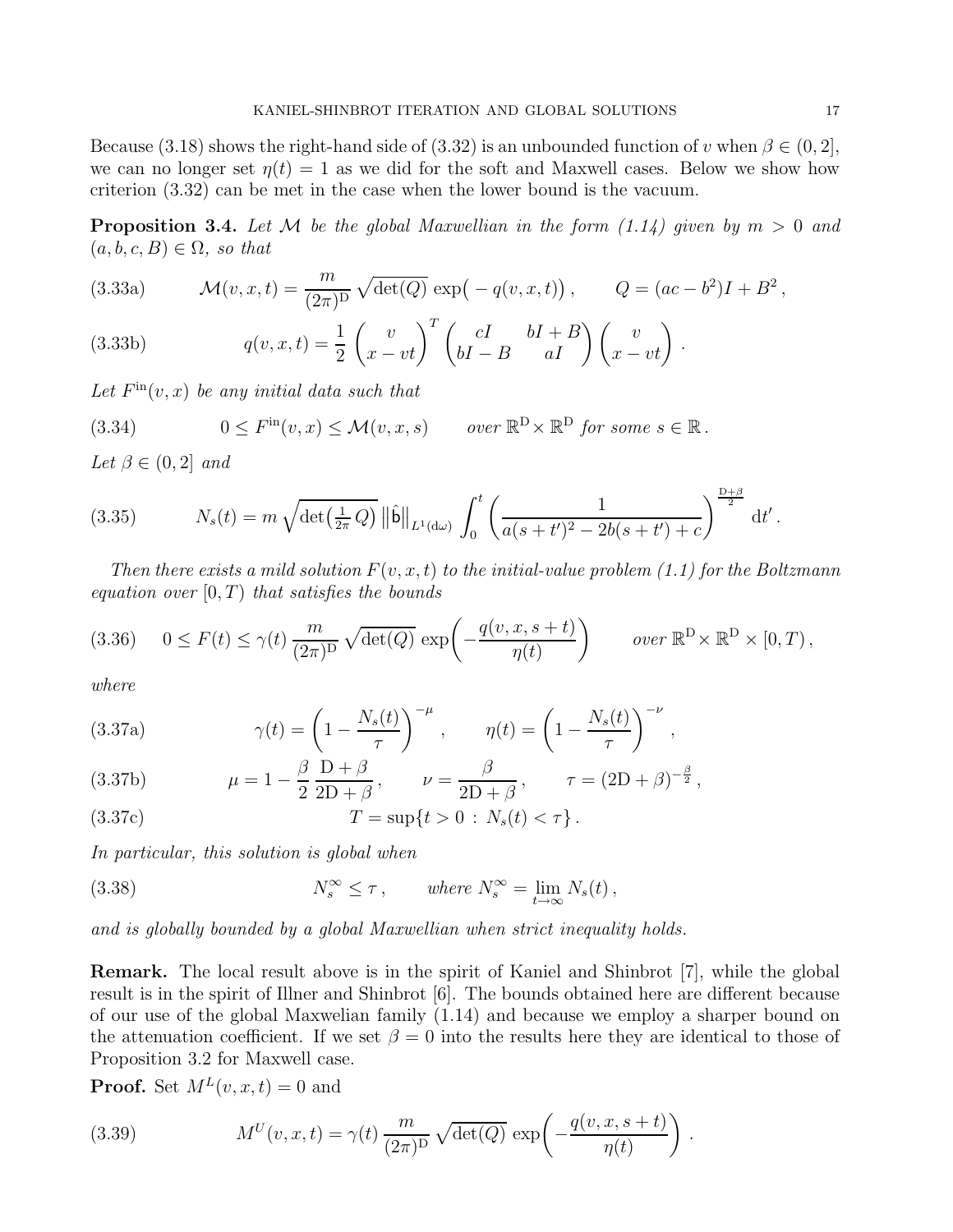Because (3.18) shows the right-hand side of (3.32) is an unbounded function of $v$ when $\beta \in (0, 2]$, we can no longer set $\eta(t) = 1$ as we did for the soft and Maxwell cases. Below we show how criterion (3.32) can be met in the case when the lower bound is the vacuum.

**Proposition 3.4.** *Let $\mathcal{M}$ be the global Maxwellian in the form (1.14) given by $m > 0$ and $(a, b, c, B) \in \Omega$, so that*

$$\mathcal{M}(v, x, t) = \frac{m}{(2\pi)^{\mathrm{D}}} \sqrt{\det(Q)} \, \exp\big( - q(v, x, t) \big) \,, \qquad Q = (ac - b^2)I + B^2 \,, \tag{3.33a}$$

$$q(v, x, t) = \frac{1}{2} \begin{pmatrix} v \\ x - vt \end{pmatrix}^T \begin{pmatrix} cI & bI + B \\ bI - B & aI \end{pmatrix} \begin{pmatrix} v \\ x - vt \end{pmatrix} . \tag{3.33b}$$

*Let $F^{\mathrm{in}}(v, x)$ be any initial data such that*

$$0 \leq F^{\mathrm{in}}(v, x) \leq \mathcal{M}(v, x, s) \qquad \text{over } \mathbb{R}^{\mathrm{D}} \times \mathbb{R}^{\mathrm{D}} \text{ for some } s \in \mathbb{R} \,. \tag{3.34}$$

*Let $\beta \in (0, 2]$ and*

$$N_s(t) = m \sqrt{\det\big(\tfrac{1}{2\pi} Q\big)} \, \big\| \hat{\mathsf{b}} \big\|_{L^1(\mathrm{d}\omega)} \int_0^t \left( \frac{1}{a(s + t')^2 - 2b(s + t') + c} \right)^{\frac{\mathrm{D}+\beta}{2}} \mathrm{d}t' \,. \tag{3.35}$$

*Then there exists a mild solution $F(v, x, t)$ to the initial-value problem (1.1) for the Boltzmann equation over $[0, T)$ that satisfies the bounds*

$$0 \leq F(t) \leq \gamma(t) \, \frac{m}{(2\pi)^{\mathrm{D}}} \sqrt{\det(Q)} \, \exp\!\left( - \frac{q(v, x, s + t)}{\eta(t)} \right) \qquad \text{over } \mathbb{R}^{\mathrm{D}} \times \mathbb{R}^{\mathrm{D}} \times [0, T) \,, \tag{3.36}$$

*where*

$$\gamma(t) = \left( 1 - \frac{N_s(t)}{\tau} \right)^{-\mu} , \qquad \eta(t) = \left( 1 - \frac{N_s(t)}{\tau} \right)^{-\nu} , \tag{3.37a}$$

$$\mu = 1 - \frac{\beta}{2} \, \frac{\mathrm{D} + \beta}{2\mathrm{D} + \beta} \,, \qquad \nu = \frac{\beta}{2\mathrm{D} + \beta} \,, \qquad \tau = (2\mathrm{D} + \beta)^{-\frac{\beta}{2}} \,, \tag{3.37b}$$

$$T = \sup\{ t > 0 \, : \, N_s(t) < \tau \} \,. \tag{3.37c}$$

*In particular, this solution is global when*

$$N_s^{\infty} \leq \tau \,, \qquad \text{where } N_s^{\infty} = \lim_{t \to \infty} N_s(t) \,, \tag{3.38}$$

*and is globally bounded by a global Maxwellian when strict inequality holds.*

**Remark.** The local result above is in the spirit of Kaniel and Shinbrot [7], while the global result is in the spirit of Illner and Shinbrot [6]. The bounds obtained here are different because of our use of the global Maxwelian family (1.14) and because we employ a sharper bound on the attenuation coefficient. If we set $\beta = 0$ into the results here they are identical to those of Proposition 3.2 for Maxwell case.

**Proof.** Set $M^L(v, x, t) = 0$ and

$$M^U(v, x, t) = \gamma(t) \, \frac{m}{(2\pi)^{\mathrm{D}}} \sqrt{\det(Q)} \, \exp\!\left( - \frac{q(v, x, s + t)}{\eta(t)} \right) . \tag{3.39}$$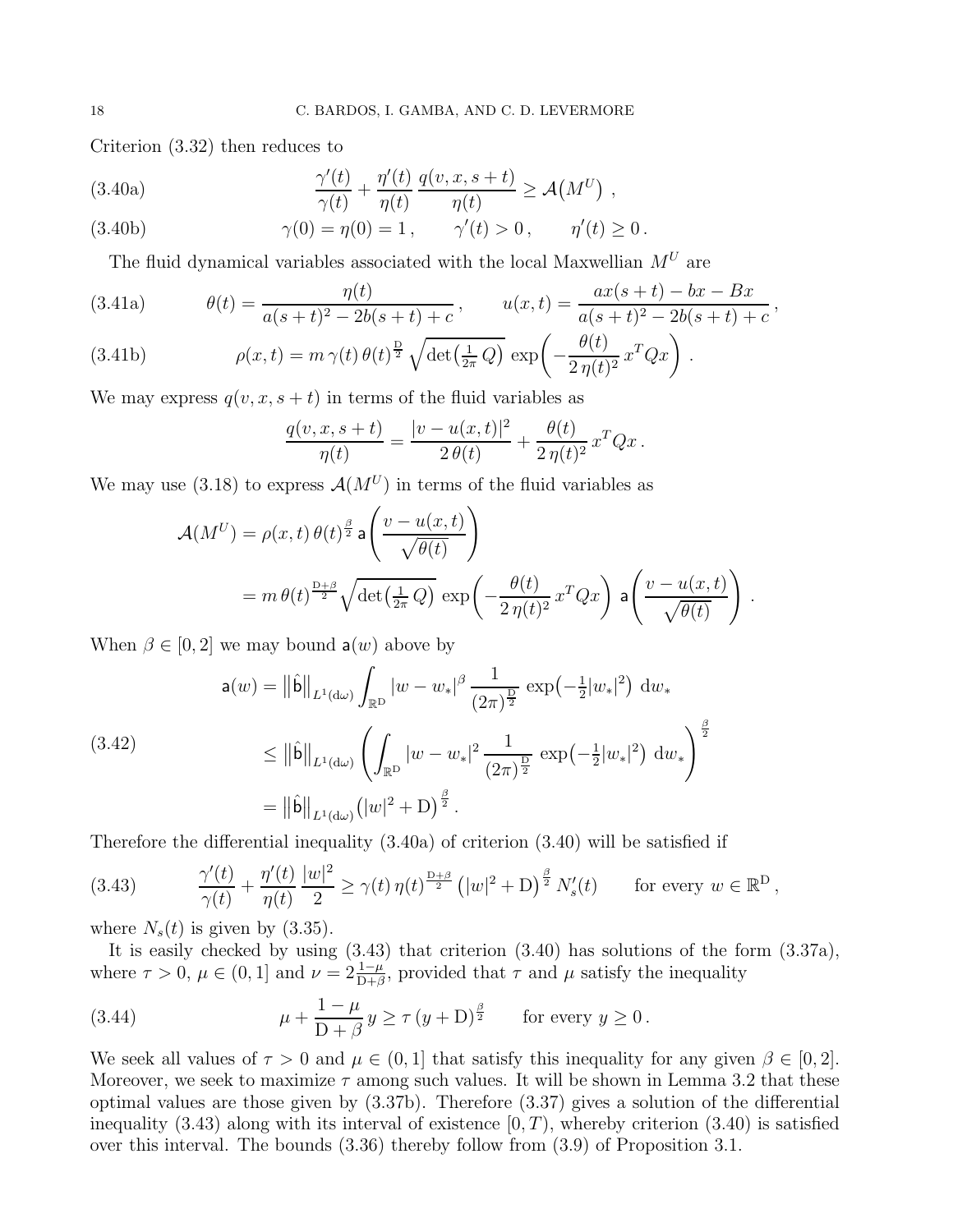Criterion (3.32) then reduces to

$$
\frac{\gamma'(t)}{\gamma(t)} + \frac{\eta'(t)}{\eta(t)}\,\frac{q(v,x,s+t)}{\eta(t)} \geq \mathcal{A}\big(M^U\big)\ , \tag{3.40a}
$$

$$
\gamma(0) = \eta(0) = 1\,, \qquad \gamma'(t) > 0\,, \qquad \eta'(t) \geq 0\,. \tag{3.40b}
$$

The fluid dynamical variables associated with the local Maxwellian $M^U$ are

$$
\theta(t) = \frac{\eta(t)}{a(s+t)^2 - 2b(s+t) + c}\,, \qquad u(x,t) = \frac{ax(s+t) - bx - Bx}{a(s+t)^2 - 2b(s+t) + c}\,, \tag{3.41a}
$$

$$
\rho(x,t) = m\,\gamma(t)\,\theta(t)^{\frac{\mathrm{D}}{2}}\sqrt{\det\!\big(\tfrac{1}{2\pi}\,Q\big)}\,\exp\!\bigg(-\frac{\theta(t)}{2\,\eta(t)^2}\,x^T Q x\bigg)\ . \tag{3.41b}
$$

We may express $q(v,x,s+t)$ in terms of the fluid variables as

$$
\frac{q(v,x,s+t)}{\eta(t)} = \frac{|v-u(x,t)|^2}{2\,\theta(t)} + \frac{\theta(t)}{2\,\eta(t)^2}\,x^T Q x\,.
$$

We may use (3.18) to express $\mathcal{A}(M^U)$ in terms of the fluid variables as

$$
\begin{aligned}
\mathcal{A}(M^U) &= \rho(x,t)\,\theta(t)^{\frac{\beta}{2}}\,\mathsf{a}\!\left(\frac{v-u(x,t)}{\sqrt{\theta(t)}}\right)\\
&= m\,\theta(t)^{\frac{\mathrm{D}+\beta}{2}}\sqrt{\det\!\big(\tfrac{1}{2\pi}\,Q\big)}\,\exp\!\bigg(-\frac{\theta(t)}{2\,\eta(t)^2}\,x^T Q x\bigg)\,\mathsf{a}\!\left(\frac{v-u(x,t)}{\sqrt{\theta(t)}}\right)\,.
\end{aligned}
$$

When $\beta \in [0,2]$ we may bound $\mathsf{a}(w)$ above by

$$
\begin{aligned}
\mathsf{a}(w) &= \big\|\hat{\mathsf{b}}\big\|_{L^1(\mathrm{d}\omega)}\int_{\mathbb{R}^{\mathrm{D}}} |w-w_*|^\beta\,\frac{1}{(2\pi)^{\frac{\mathrm{D}}{2}}}\,\exp\!\big(-\tfrac{1}{2}|w_*|^2\big)\,\mathrm{d}w_*\\
&\leq \big\|\hat{\mathsf{b}}\big\|_{L^1(\mathrm{d}\omega)}\left(\int_{\mathbb{R}^{\mathrm{D}}} |w-w_*|^2\,\frac{1}{(2\pi)^{\frac{\mathrm{D}}{2}}}\,\exp\!\big(-\tfrac{1}{2}|w_*|^2\big)\,\mathrm{d}w_*\right)^{\frac{\beta}{2}}\\
&= \big\|\hat{\mathsf{b}}\big\|_{L^1(\mathrm{d}\omega)}\big(|w|^2 + \mathrm{D}\big)^{\frac{\beta}{2}}\,.
\end{aligned} \tag{3.42}
$$

Therefore the differential inequality (3.40a) of criterion (3.40) will be satisfied if

$$
\frac{\gamma'(t)}{\gamma(t)} + \frac{\eta'(t)}{\eta(t)}\,\frac{|w|^2}{2} \geq \gamma(t)\,\eta(t)^{\frac{\mathrm{D}+\beta}{2}}\big(|w|^2 + \mathrm{D}\big)^{\frac{\beta}{2}}\,N_s'(t) \qquad \text{for every } w \in \mathbb{R}^{\mathrm{D}}\,, \tag{3.43}
$$

where $N_s(t)$ is given by (3.35).

It is easily checked by using (3.43) that criterion (3.40) has solutions of the form (3.37a), where $\tau > 0$, $\mu \in (0,1]$ and $\nu = 2\frac{1-\mu}{\mathrm{D}+\beta}$, provided that $\tau$ and $\mu$ satisfy the inequality

$$
\mu + \frac{1-\mu}{\mathrm{D}+\beta}\,y \geq \tau\,(y+\mathrm{D})^{\frac{\beta}{2}} \qquad \text{for every } y \geq 0\,. \tag{3.44}
$$

We seek all values of $\tau > 0$ and $\mu \in (0,1]$ that satisfy this inequality for any given $\beta \in [0,2]$. Moreover, we seek to maximize $\tau$ among such values. It will be shown in Lemma 3.2 that these optimal values are those given by (3.37b). Therefore (3.37) gives a solution of the differential inequality (3.43) along with its interval of existence $[0,T)$, whereby criterion (3.40) is satisfied over this interval. The bounds (3.36) thereby follow from (3.9) of Proposition 3.1.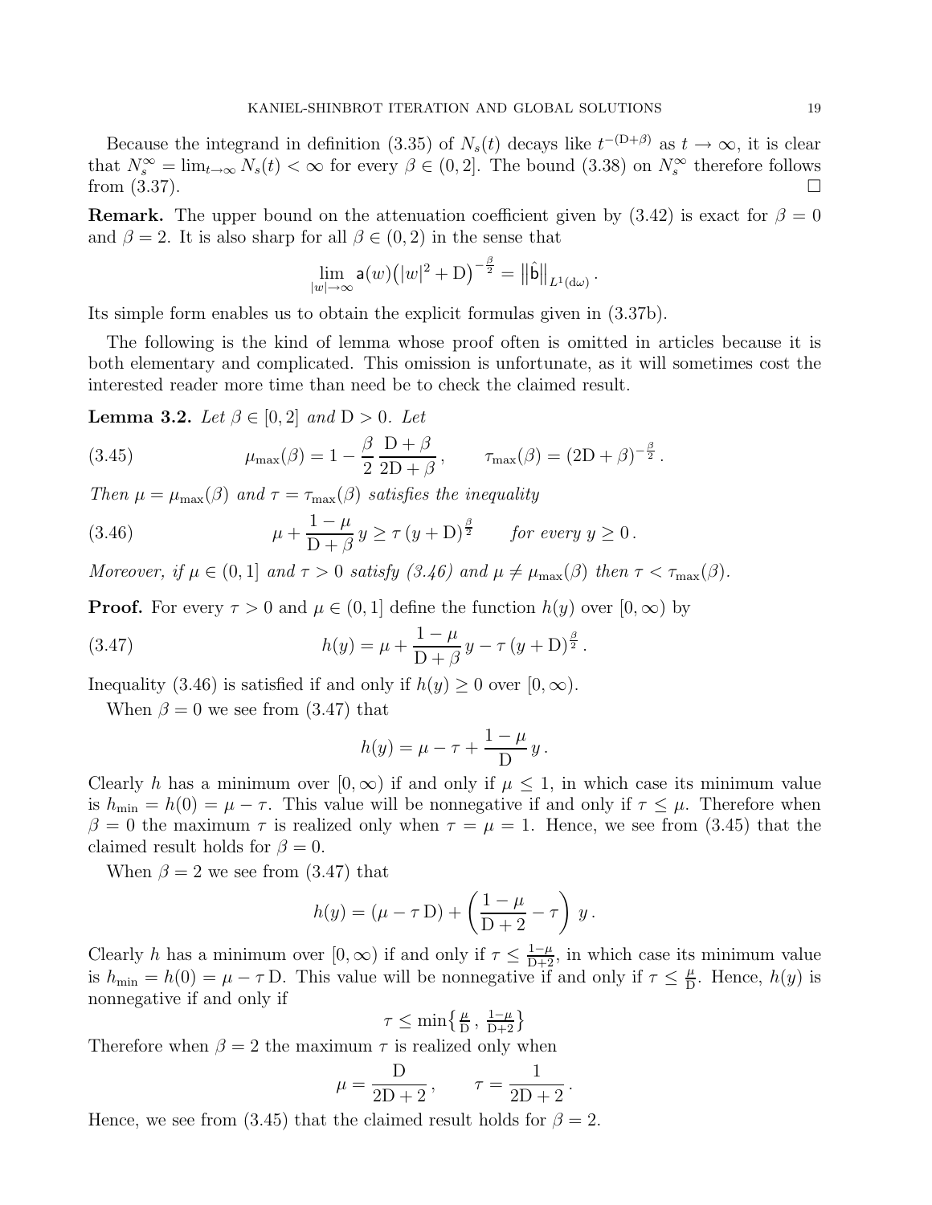Because the integrand in definition (3.35) of $N_s(t)$ decays like $t^{-(\mathrm{D}+\beta)}$ as $t \to \infty$, it is clear that $N_s^\infty = \lim_{t\to\infty} N_s(t) < \infty$ for every $\beta \in (0, 2]$. The bound (3.38) on $N_s^\infty$ therefore follows from (3.37). $\square$

**Remark.** The upper bound on the attenuation coefficient given by (3.42) is exact for $\beta = 0$ and $\beta = 2$. It is also sharp for all $\beta \in (0, 2)$ in the sense that

$$\lim_{|w|\to\infty} \mathsf{a}(w)\big(|w|^2 + \mathrm{D}\big)^{-\frac{\beta}{2}} = \big\|\hat{\mathsf{b}}\big\|_{L^1(\mathrm{d}\omega)} .$$

Its simple form enables us to obtain the explicit formulas given in (3.37b).

The following is the kind of lemma whose proof often is omitted in articles because it is both elementary and complicated. This omission is unfortunate, as it will sometimes cost the interested reader more time than need be to check the claimed result.

**Lemma 3.2.** *Let $\beta \in [0, 2]$ and $\mathrm{D} > 0$. Let*

$$\mu_{\max}(\beta) = 1 - \frac{\beta}{2}\,\frac{\mathrm{D}+\beta}{2\mathrm{D}+\beta}\,, \qquad \tau_{\max}(\beta) = (2\mathrm{D}+\beta)^{-\frac{\beta}{2}} . \tag{3.45}$$

*Then $\mu = \mu_{\max}(\beta)$ and $\tau = \tau_{\max}(\beta)$ satisfies the inequality*

$$\mu + \frac{1-\mu}{\mathrm{D}+\beta}\, y \geq \tau\,(y+\mathrm{D})^{\frac{\beta}{2}} \qquad \textit{for every } y \geq 0\,. \tag{3.46}$$

*Moreover, if $\mu \in (0, 1]$ and $\tau > 0$ satisfy (3.46) and $\mu \neq \mu_{\max}(\beta)$ then $\tau < \tau_{\max}(\beta)$.*

**Proof.** For every $\tau > 0$ and $\mu \in (0, 1]$ define the function $h(y)$ over $[0, \infty)$ by

$$h(y) = \mu + \frac{1-\mu}{\mathrm{D}+\beta}\, y - \tau\,(y+\mathrm{D})^{\frac{\beta}{2}} . \tag{3.47}$$

Inequality (3.46) is satisfied if and only if $h(y) \geq 0$ over $[0, \infty)$.

When $\beta = 0$ we see from (3.47) that

$$h(y) = \mu - \tau + \frac{1-\mu}{\mathrm{D}}\, y\,.$$

Clearly $h$ has a minimum over $[0, \infty)$ if and only if $\mu \leq 1$, in which case its minimum value is $h_{\min} = h(0) = \mu - \tau$. This value will be nonnegative if and only if $\tau \leq \mu$. Therefore when $\beta = 0$ the maximum $\tau$ is realized only when $\tau = \mu = 1$. Hence, we see from (3.45) that the claimed result holds for $\beta = 0$.

When $\beta = 2$ we see from (3.47) that

$$h(y) = (\mu - \tau\,\mathrm{D}) + \left(\frac{1-\mu}{\mathrm{D}+2} - \tau\right)\, y\,.$$

Clearly $h$ has a minimum over $[0, \infty)$ if and only if $\tau \leq \frac{1-\mu}{\mathrm{D}+2}$, in which case its minimum value is $h_{\min} = h(0) = \mu - \tau\,\mathrm{D}$. This value will be nonnegative if and only if $\tau \leq \frac{\mu}{\mathrm{D}}$. Hence, $h(y)$ is nonnegative if and only if

$$\tau \leq \min\big\{\tfrac{\mu}{\mathrm{D}}\,,\, \tfrac{1-\mu}{\mathrm{D}+2}\big\}$$

Therefore when $\beta = 2$ the maximum $\tau$ is realized only when

$$\mu = \frac{\mathrm{D}}{2\mathrm{D}+2}\,, \qquad \tau = \frac{1}{2\mathrm{D}+2}\,.$$

Hence, we see from (3.45) that the claimed result holds for $\beta = 2$.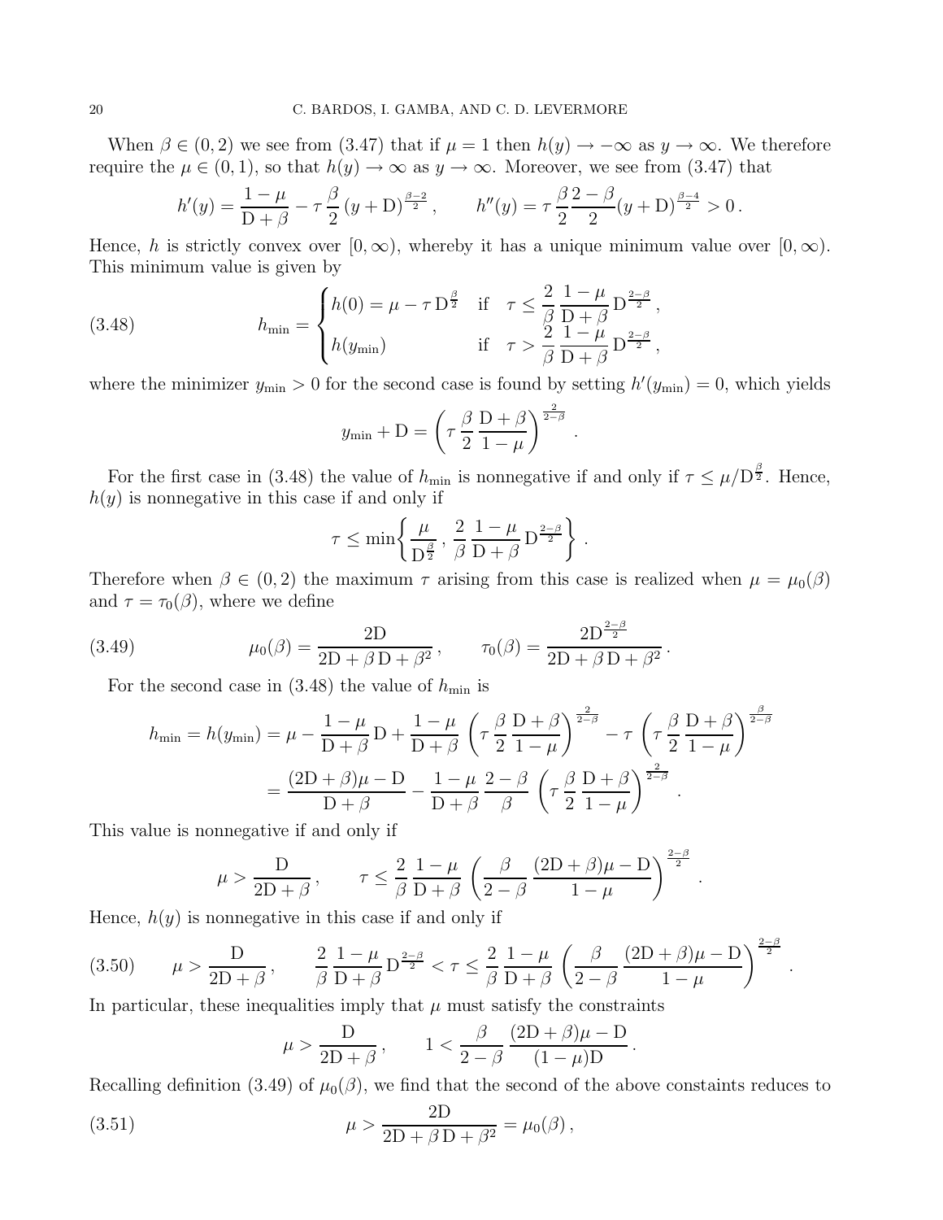When $\beta \in (0,2)$ we see from (3.47) that if $\mu = 1$ then $h(y) \to -\infty$ as $y \to \infty$. We therefore require the $\mu \in (0,1)$, so that $h(y) \to \infty$ as $y \to \infty$. Moreover, we see from (3.47) that

$$
h'(y) = \frac{1-\mu}{\mathrm{D}+\beta} - \tau \,\frac{\beta}{2}\,(y+\mathrm{D})^{\frac{\beta-2}{2}}\,, \qquad h''(y) = \tau\,\frac{\beta}{2}\frac{2-\beta}{2}(y+\mathrm{D})^{\frac{\beta-4}{2}} > 0\,.
$$

Hence, $h$ is strictly convex over $[0,\infty)$, whereby it has a unique minimum value over $[0,\infty)$. This minimum value is given by

$$
h_{\min} = \begin{cases} h(0) = \mu - \tau\,\mathrm{D}^{\frac{\beta}{2}} & \text{if} \quad \tau \leq \dfrac{2}{\beta}\,\dfrac{1-\mu}{\mathrm{D}+\beta}\,\mathrm{D}^{\frac{2-\beta}{2}}\,, \\ h(y_{\min}) & \text{if} \quad \tau > \dfrac{2}{\beta}\,\dfrac{1-\mu}{\mathrm{D}+\beta}\,\mathrm{D}^{\frac{2-\beta}{2}}\,, \end{cases} \tag{3.48}
$$

where the minimizer $y_{\min} > 0$ for the second case is found by setting $h'(y_{\min}) = 0$, which yields

$$
y_{\min} + \mathrm{D} = \left(\tau\,\frac{\beta}{2}\,\frac{\mathrm{D}+\beta}{1-\mu}\right)^{\frac{2}{2-\beta}}\,.
$$

For the first case in (3.48) the value of $h_{\min}$ is nonnegative if and only if $\tau \leq \mu/\mathrm{D}^{\frac{\beta}{2}}$. Hence, $h(y)$ is nonnegative in this case if and only if

$$
\tau \leq \min\left\{ \frac{\mu}{\mathrm{D}^{\frac{\beta}{2}}}\,,\, \frac{2}{\beta}\,\frac{1-\mu}{\mathrm{D}+\beta}\,\mathrm{D}^{\frac{2-\beta}{2}} \right\}\,.
$$

Therefore when $\beta \in (0,2)$ the maximum $\tau$ arising from this case is realized when $\mu = \mu_0(\beta)$ and $\tau = \tau_0(\beta)$, where we define

$$
\mu_0(\beta) = \frac{2\mathrm{D}}{2\mathrm{D} + \beta\,\mathrm{D} + \beta^2}\,, \qquad \tau_0(\beta) = \frac{2\mathrm{D}^{\frac{2-\beta}{2}}}{2\mathrm{D} + \beta\,\mathrm{D} + \beta^2}\,. \tag{3.49}
$$

For the second case in (3.48) the value of $h_{\min}$ is

$$
\begin{aligned}
h_{\min} = h(y_{\min}) &= \mu - \frac{1-\mu}{\mathrm{D}+\beta}\,\mathrm{D} + \frac{1-\mu}{\mathrm{D}+\beta}\,\left(\tau\,\frac{\beta}{2}\,\frac{\mathrm{D}+\beta}{1-\mu}\right)^{\frac{2}{2-\beta}} - \tau\,\left(\tau\,\frac{\beta}{2}\,\frac{\mathrm{D}+\beta}{1-\mu}\right)^{\frac{\beta}{2-\beta}} \\
&= \frac{(2\mathrm{D}+\beta)\mu - \mathrm{D}}{\mathrm{D}+\beta} - \frac{1-\mu}{\mathrm{D}+\beta}\,\frac{2-\beta}{\beta}\,\left(\tau\,\frac{\beta}{2}\,\frac{\mathrm{D}+\beta}{1-\mu}\right)^{\frac{2}{2-\beta}}\,.
\end{aligned}
$$

This value is nonnegative if and only if

$$
\mu > \frac{\mathrm{D}}{2\mathrm{D}+\beta}\,, \qquad \tau \leq \frac{2}{\beta}\,\frac{1-\mu}{\mathrm{D}+\beta}\,\left(\frac{\beta}{2-\beta}\,\frac{(2\mathrm{D}+\beta)\mu - \mathrm{D}}{1-\mu}\right)^{\frac{2-\beta}{2}}\,.
$$

Hence, $h(y)$ is nonnegative in this case if and only if

$$
\mu > \frac{\mathrm{D}}{2\mathrm{D}+\beta}\,, \qquad \frac{2}{\beta}\,\frac{1-\mu}{\mathrm{D}+\beta}\,\mathrm{D}^{\frac{2-\beta}{2}} < \tau \leq \frac{2}{\beta}\,\frac{1-\mu}{\mathrm{D}+\beta}\,\left(\frac{\beta}{2-\beta}\,\frac{(2\mathrm{D}+\beta)\mu - \mathrm{D}}{1-\mu}\right)^{\frac{2-\beta}{2}}\,. \tag{3.50}
$$

In particular, these inequalities imply that $\mu$ must satisfy the constraints

$$
\mu > \frac{\mathrm{D}}{2\mathrm{D}+\beta}\,, \qquad 1 < \frac{\beta}{2-\beta}\,\frac{(2\mathrm{D}+\beta)\mu - \mathrm{D}}{(1-\mu)\mathrm{D}}\,.
$$

Recalling definition (3.49) of $\mu_0(\beta)$, we find that the second of the above constaints reduces to

$$
\mu > \frac{2\mathrm{D}}{2\mathrm{D} + \beta\,\mathrm{D} + \beta^2} = \mu_0(\beta)\,, \tag{3.51}
$$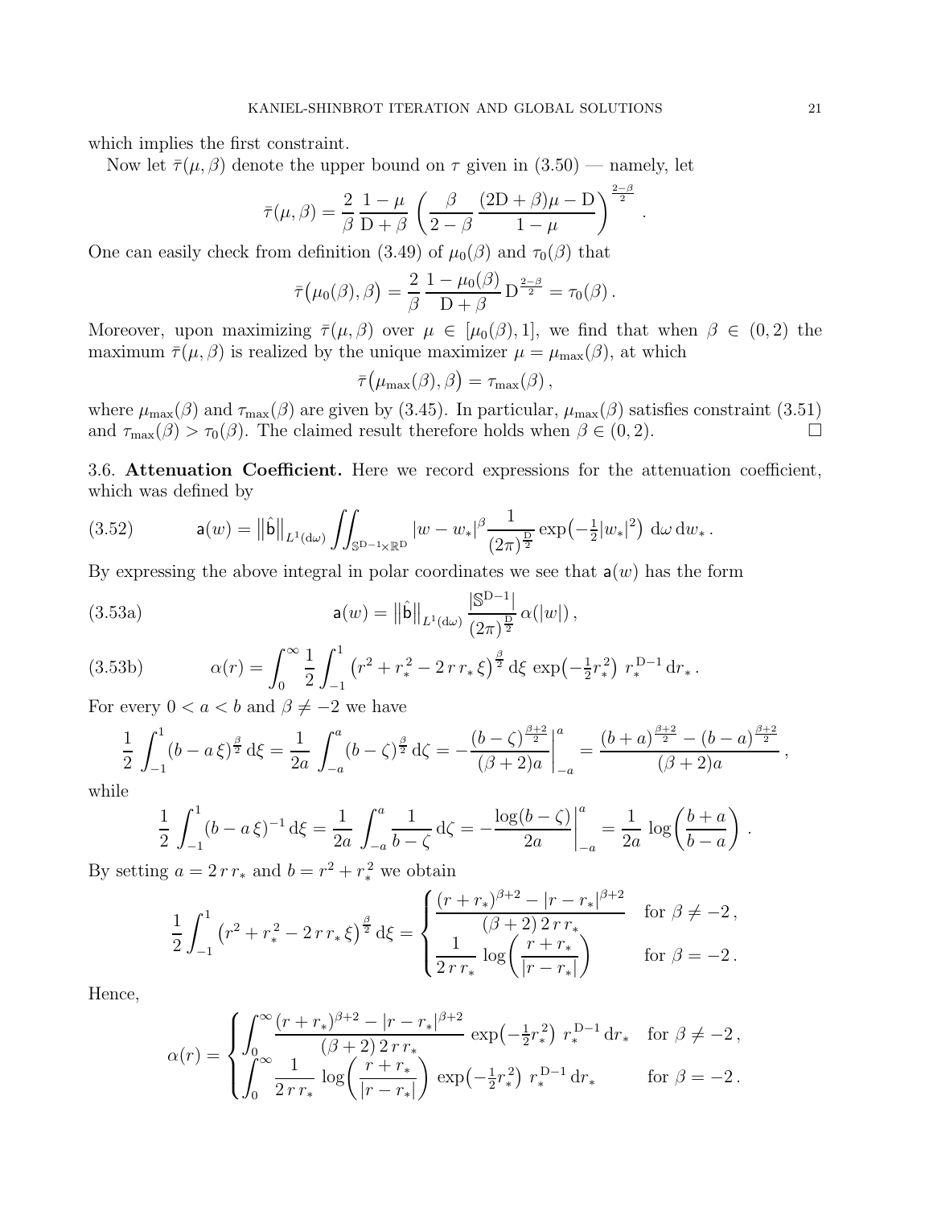which implies the first constraint.

Now let $\bar{\tau}(\mu,\beta)$ denote the upper bound on $\tau$ given in (3.50) — namely, let

$$\bar{\tau}(\mu,\beta) = \frac{2}{\beta}\,\frac{1-\mu}{\mathrm{D}+\beta}\,\left(\frac{\beta}{2-\beta}\,\frac{(2\mathrm{D}+\beta)\mu-\mathrm{D}}{1-\mu}\right)^{\frac{2-\beta}{2}}.$$

One can easily check from definition (3.49) of $\mu_0(\beta)$ and $\tau_0(\beta)$ that

$$\bar{\tau}\big(\mu_0(\beta),\beta\big) = \frac{2}{\beta}\,\frac{1-\mu_0(\beta)}{\mathrm{D}+\beta}\,\mathrm{D}^{\frac{2-\beta}{2}} = \tau_0(\beta)\,.$$

Moreover, upon maximizing $\bar{\tau}(\mu,\beta)$ over $\mu\in[\mu_0(\beta),1]$, we find that when $\beta\in(0,2)$ the maximum $\bar{\tau}(\mu,\beta)$ is realized by the unique maximizer $\mu=\mu_{\max}(\beta)$, at which

$$\bar{\tau}\big(\mu_{\max}(\beta),\beta\big) = \tau_{\max}(\beta)\,,$$

where $\mu_{\max}(\beta)$ and $\tau_{\max}(\beta)$ are given by (3.45). In particular, $\mu_{\max}(\beta)$ satisfies constraint (3.51) and $\tau_{\max}(\beta)>\tau_0(\beta)$. The claimed result therefore holds when $\beta\in(0,2)$. □

### 3.6. Attenuation Coefficient.

Here we record expressions for the attenuation coefficient, which was defined by

$$\mathsf{a}(w) = \big\|\hat{\mathsf{b}}\big\|_{L^1(\mathrm{d}\omega)}\iint_{\mathbb{S}^{\mathrm{D}-1}\times\mathbb{R}^{\mathrm{D}}}|w-w_*|^{\beta}\frac{1}{(2\pi)^{\frac{\mathrm{D}}{2}}}\exp\!\big(-\tfrac{1}{2}|w_*|^2\big)\,\mathrm{d}\omega\,\mathrm{d}w_*\,. \tag{3.52}$$

By expressing the above integral in polar coordinates we see that $\mathsf{a}(w)$ has the form

$$\mathsf{a}(w) = \big\|\hat{\mathsf{b}}\big\|_{L^1(\mathrm{d}\omega)}\frac{|\mathbb{S}^{\mathrm{D}-1}|}{(2\pi)^{\frac{\mathrm{D}}{2}}}\,\alpha(|w|)\,, \tag{3.53a}$$

$$\alpha(r) = \int_0^\infty \frac{1}{2}\int_{-1}^{1}\big(r^2+r_*^2-2\,r\,r_*\,\xi\big)^{\frac{\beta}{2}}\,\mathrm{d}\xi\,\exp\!\big(-\tfrac{1}{2}r_*^2\big)\;r_*^{\mathrm{D}-1}\,\mathrm{d}r_*\,. \tag{3.53b}$$

For every $0<a<b$ and $\beta\neq-2$ we have

$$\frac{1}{2}\int_{-1}^{1}(b-a\,\xi)^{\frac{\beta}{2}}\,\mathrm{d}\xi = \frac{1}{2a}\int_{-a}^{a}(b-\zeta)^{\frac{\beta}{2}}\,\mathrm{d}\zeta = -\frac{(b-\zeta)^{\frac{\beta+2}{2}}}{(\beta+2)a}\bigg|_{-a}^{a} = \frac{(b+a)^{\frac{\beta+2}{2}}-(b-a)^{\frac{\beta+2}{2}}}{(\beta+2)a}\,,$$

while

$$\frac{1}{2}\int_{-1}^{1}(b-a\,\xi)^{-1}\,\mathrm{d}\xi = \frac{1}{2a}\int_{-a}^{a}\frac{1}{b-\zeta}\,\mathrm{d}\zeta = -\frac{\log(b-\zeta)}{2a}\bigg|_{-a}^{a} = \frac{1}{2a}\,\log\!\left(\frac{b+a}{b-a}\right)\,.$$

By setting $a=2\,r\,r_*$ and $b=r^2+r_*^2$ we obtain

$$\frac{1}{2}\int_{-1}^{1}\big(r^2+r_*^2-2\,r\,r_*\,\xi\big)^{\frac{\beta}{2}}\,\mathrm{d}\xi = \begin{cases}\dfrac{(r+r_*)^{\beta+2}-|r-r_*|^{\beta+2}}{(\beta+2)\,2\,r\,r_*} & \text{for } \beta\neq-2\,,\\[2ex] \dfrac{1}{2\,r\,r_*}\,\log\!\left(\dfrac{r+r_*}{|r-r_*|}\right) & \text{for } \beta=-2\,.\end{cases}$$

Hence,

$$\alpha(r) = \begin{cases}\displaystyle\int_0^\infty\frac{(r+r_*)^{\beta+2}-|r-r_*|^{\beta+2}}{(\beta+2)\,2\,r\,r_*}\,\exp\!\big(-\tfrac{1}{2}r_*^2\big)\;r_*^{\mathrm{D}-1}\,\mathrm{d}r_* & \text{for } \beta\neq-2\,,\\[2ex] \displaystyle\int_0^\infty\frac{1}{2\,r\,r_*}\,\log\!\left(\frac{r+r_*}{|r-r_*|}\right)\,\exp\!\big(-\tfrac{1}{2}r_*^2\big)\;r_*^{\mathrm{D}-1}\,\mathrm{d}r_* & \text{for } \beta=-2\,.\end{cases}$$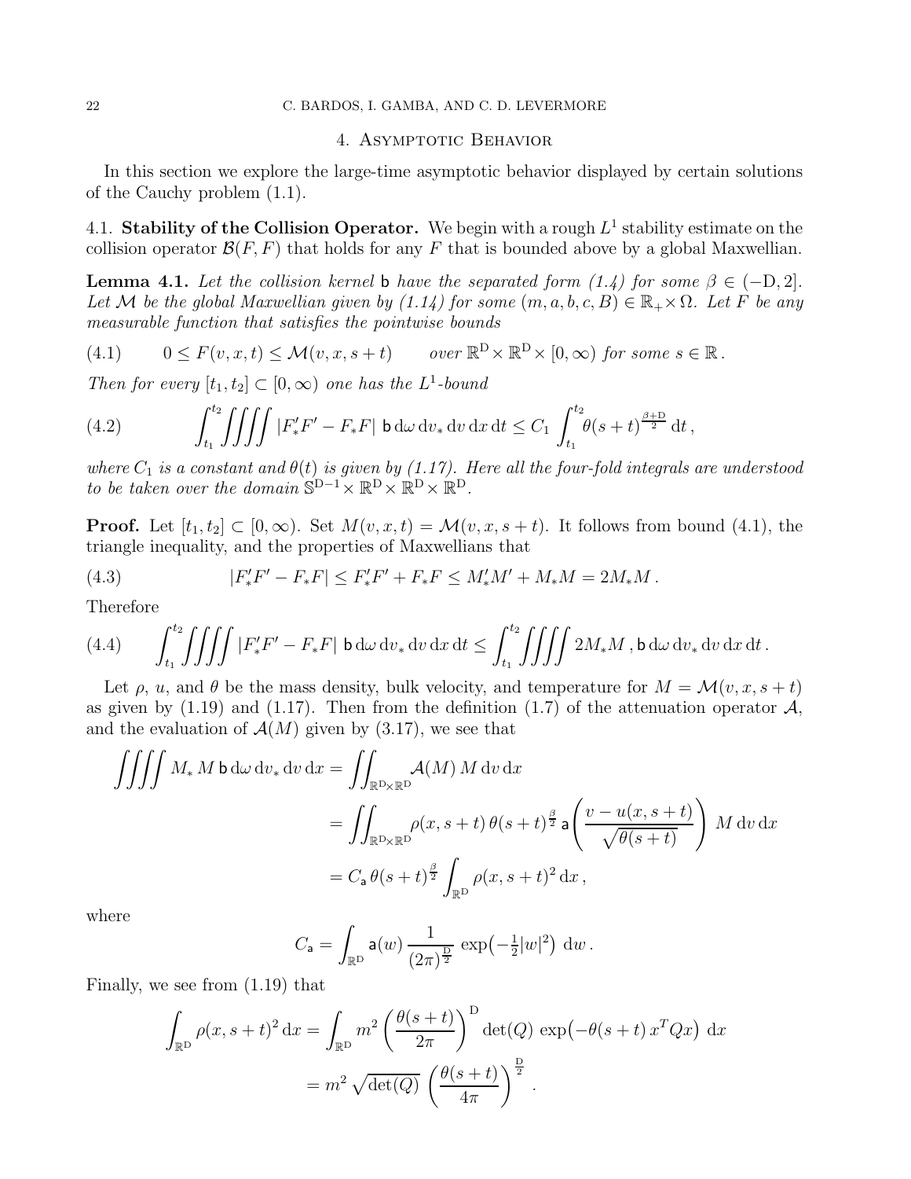## 4. Asymptotic Behavior

In this section we explore the large-time asymptotic behavior displayed by certain solutions of the Cauchy problem (1.1).

### 4.1. Stability of the Collision Operator.

We begin with a rough $L^1$ stability estimate on the collision operator $\mathcal{B}(F,F)$ that holds for any $F$ that is bounded above by a global Maxwellian.

**Lemma 4.1.** *Let the collision kernel* $\mathsf{b}$ *have the separated form (1.4) for some* $\beta \in (-\mathrm{D}, 2]$. *Let* $\mathcal{M}$ *be the global Maxwellian given by (1.14) for some* $(m, a, b, c, B) \in \mathbb{R}_+ \times \Omega$. *Let* $F$ *be any measurable function that satisfies the pointwise bounds*

$$
0 \le F(v,x,t) \le \mathcal{M}(v,x,s+t) \qquad \text{over } \mathbb{R}^{\mathrm{D}} \times \mathbb{R}^{\mathrm{D}} \times [0,\infty) \text{ for some } s \in \mathbb{R}\,. \tag{4.1}
$$

*Then for every* $[t_1,t_2] \subset [0,\infty)$ *one has the* $L^1$*-bound*

$$
\int_{t_1}^{t_2} \iiiint |F'_*F' - F_*F| \; \mathsf{b}\,\mathrm{d}\omega\,\mathrm{d}v_*\,\mathrm{d}v\,\mathrm{d}x\,\mathrm{d}t \le C_1 \int_{t_1}^{t_2} \theta(s+t)^{\frac{\beta+\mathrm{D}}{2}}\,\mathrm{d}t\,, \tag{4.2}
$$

*where* $C_1$ *is a constant and* $\theta(t)$ *is given by (1.17). Here all the four-fold integrals are understood to be taken over the domain* $\mathbb{S}^{\mathrm{D}-1} \times \mathbb{R}^{\mathrm{D}} \times \mathbb{R}^{\mathrm{D}} \times \mathbb{R}^{\mathrm{D}}$.

**Proof.** Let $[t_1,t_2] \subset [0,\infty)$. Set $M(v,x,t) = \mathcal{M}(v,x,s+t)$. It follows from bound (4.1), the triangle inequality, and the properties of Maxwellians that

$$
|F'_*F' - F_*F| \le F'_*F' + F_*F \le M'_*M' + M_*M = 2M_*M\,. \tag{4.3}
$$

Therefore

$$
\int_{t_1}^{t_2} \iiiint |F'_*F' - F_*F| \; \mathsf{b}\,\mathrm{d}\omega\,\mathrm{d}v_*\,\mathrm{d}v\,\mathrm{d}x\,\mathrm{d}t \le \int_{t_1}^{t_2} \iiiint 2M_*M\,, \mathsf{b}\,\mathrm{d}\omega\,\mathrm{d}v_*\,\mathrm{d}v\,\mathrm{d}x\,\mathrm{d}t\,. \tag{4.4}
$$

Let $\rho$, $u$, and $\theta$ be the mass density, bulk velocity, and temperature for $M = \mathcal{M}(v,x,s+t)$ as given by (1.19) and (1.17). Then from the definition (1.7) of the attenuation operator $\mathcal{A}$, and the evaluation of $\mathcal{A}(M)$ given by (3.17), we see that

$$
\begin{aligned}
\iiiint M_*\,M\,\mathsf{b}\,\mathrm{d}\omega\,\mathrm{d}v_*\,\mathrm{d}v\,\mathrm{d}x &= \iint_{\mathbb{R}^{\mathrm{D}}\times\mathbb{R}^{\mathrm{D}}} \mathcal{A}(M)\,M\,\mathrm{d}v\,\mathrm{d}x \\
&= \iint_{\mathbb{R}^{\mathrm{D}}\times\mathbb{R}^{\mathrm{D}}} \rho(x,s+t)\,\theta(s+t)^{\frac{\beta}{2}}\,\mathsf{a}\!\left(\frac{v-u(x,s+t)}{\sqrt{\theta(s+t)}}\right) M\,\mathrm{d}v\,\mathrm{d}x \\
&= C_{\mathsf{a}}\,\theta(s+t)^{\frac{\beta}{2}} \int_{\mathbb{R}^{\mathrm{D}}} \rho(x,s+t)^2\,\mathrm{d}x\,,
\end{aligned}
$$

where

$$
C_{\mathsf{a}} = \int_{\mathbb{R}^{\mathrm{D}}} \mathsf{a}(w)\,\frac{1}{(2\pi)^{\frac{\mathrm{D}}{2}}}\,\exp\!\left(-\tfrac{1}{2}|w|^2\right)\,\mathrm{d}w\,.
$$

Finally, we see from (1.19) that

$$
\begin{aligned}
\int_{\mathbb{R}^{\mathrm{D}}} \rho(x,s+t)^2\,\mathrm{d}x &= \int_{\mathbb{R}^{\mathrm{D}}} m^2 \left(\frac{\theta(s+t)}{2\pi}\right)^{\mathrm{D}} \det(Q)\,\exp\!\left(-\theta(s+t)\,x^TQx\right)\,\mathrm{d}x \\
&= m^2\,\sqrt{\det(Q)}\,\left(\frac{\theta(s+t)}{4\pi}\right)^{\frac{\mathrm{D}}{2}}\,.
\end{aligned}
$$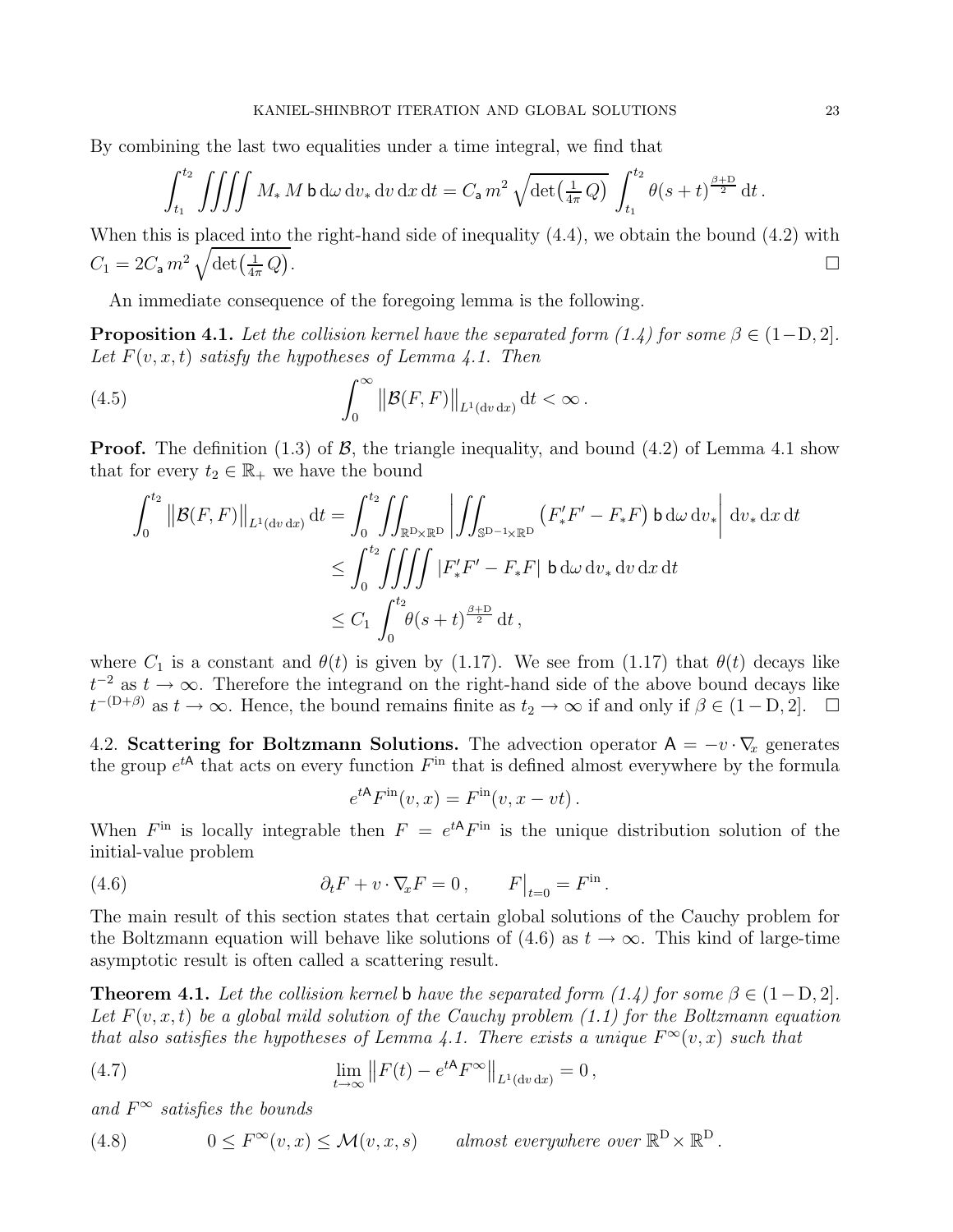By combining the last two equalities under a time integral, we find that

$$\int_{t_1}^{t_2} \iiiint M_* \, M \, \mathsf{b} \, \mathrm{d}\omega \, \mathrm{d}v_* \, \mathrm{d}v \, \mathrm{d}x \, \mathrm{d}t = C_{\mathsf{a}} \, m^2 \sqrt{\det\!\left(\tfrac{1}{4\pi} Q\right)} \int_{t_1}^{t_2} \theta(s+t)^{\frac{\beta+\mathrm{D}}{2}} \, \mathrm{d}t \, .$$

When this is placed into the right-hand side of inequality (4.4), we obtain the bound (4.2) with $C_1 = 2 C_{\mathsf{a}} \, m^2 \sqrt{\det\!\left(\tfrac{1}{4\pi} Q\right)}$. □

An immediate consequence of the foregoing lemma is the following.

**Proposition 4.1.** *Let the collision kernel have the separated form (1.4) for some $\beta \in (1-\mathrm{D}, 2]$. Let $F(v, x, t)$ satisfy the hypotheses of Lemma 4.1. Then*

$$\int_0^\infty \left\| \mathcal{B}(F, F) \right\|_{L^1(\mathrm{d}v \, \mathrm{d}x)} \mathrm{d}t < \infty \, . \tag{4.5}$$

**Proof.** The definition (1.3) of $\mathcal{B}$, the triangle inequality, and bound (4.2) of Lemma 4.1 show that for every $t_2 \in \mathbb{R}_+$ we have the bound

$$\begin{aligned}
\int_0^{t_2} \left\| \mathcal{B}(F, F) \right\|_{L^1(\mathrm{d}v \, \mathrm{d}x)} \mathrm{d}t &= \int_0^{t_2} \iint_{\mathbb{R}^{\mathrm{D}} \times \mathbb{R}^{\mathrm{D}}} \left| \iint_{\mathbb{S}^{\mathrm{D}-1} \times \mathbb{R}^{\mathrm{D}}} \left( F_*' F' - F_* F \right) \mathsf{b} \, \mathrm{d}\omega \, \mathrm{d}v_* \right| \mathrm{d}v_* \, \mathrm{d}x \, \mathrm{d}t \\
&\leq \int_0^{t_2} \iiiint \left| F_*' F' - F_* F \right| \, \mathsf{b} \, \mathrm{d}\omega \, \mathrm{d}v_* \, \mathrm{d}v \, \mathrm{d}x \, \mathrm{d}t \\
&\leq C_1 \int_0^{t_2} \theta(s+t)^{\frac{\beta+\mathrm{D}}{2}} \, \mathrm{d}t \, ,
\end{aligned}$$

where $C_1$ is a constant and $\theta(t)$ is given by (1.17). We see from (1.17) that $\theta(t)$ decays like $t^{-2}$ as $t \to \infty$. Therefore the integrand on the right-hand side of the above bound decays like $t^{-(\mathrm{D}+\beta)}$ as $t \to \infty$. Hence, the bound remains finite as $t_2 \to \infty$ if and only if $\beta \in (1-\mathrm{D}, 2]$. □

4.2. **Scattering for Boltzmann Solutions.** The advection operator $\mathsf{A} = -v \cdot \nabla_x$ generates the group $e^{t\mathsf{A}}$ that acts on every function $F^{\mathrm{in}}$ that is defined almost everywhere by the formula

$$e^{t\mathsf{A}} F^{\mathrm{in}}(v, x) = F^{\mathrm{in}}(v, x - vt) \, .$$

When $F^{\mathrm{in}}$ is locally integrable then $F = e^{t\mathsf{A}} F^{\mathrm{in}}$ is the unique distribution solution of the initial-value problem

$$\partial_t F + v \cdot \nabla_x F = 0 \, , \qquad F\big|_{t=0} = F^{\mathrm{in}} \, . \tag{4.6}$$

The main result of this section states that certain global solutions of the Cauchy problem for the Boltzmann equation will behave like solutions of (4.6) as $t \to \infty$. This kind of large-time asymptotic result is often called a scattering result.

**Theorem 4.1.** *Let the collision kernel $\mathsf{b}$ have the separated form (1.4) for some $\beta \in (1-\mathrm{D}, 2]$. Let $F(v, x, t)$ be a global mild solution of the Cauchy problem (1.1) for the Boltzmann equation that also satisfies the hypotheses of Lemma 4.1. There exists a unique $F^\infty(v, x)$ such that*

$$\lim_{t \to \infty} \left\| F(t) - e^{t\mathsf{A}} F^\infty \right\|_{L^1(\mathrm{d}v \, \mathrm{d}x)} = 0 \, , \tag{4.7}$$

*and $F^\infty$ satisfies the bounds*

$$0 \leq F^\infty(v, x) \leq \mathcal{M}(v, x, s) \qquad \text{almost everywhere over } \mathbb{R}^{\mathrm{D}} \times \mathbb{R}^{\mathrm{D}} \, . \tag{4.8}$$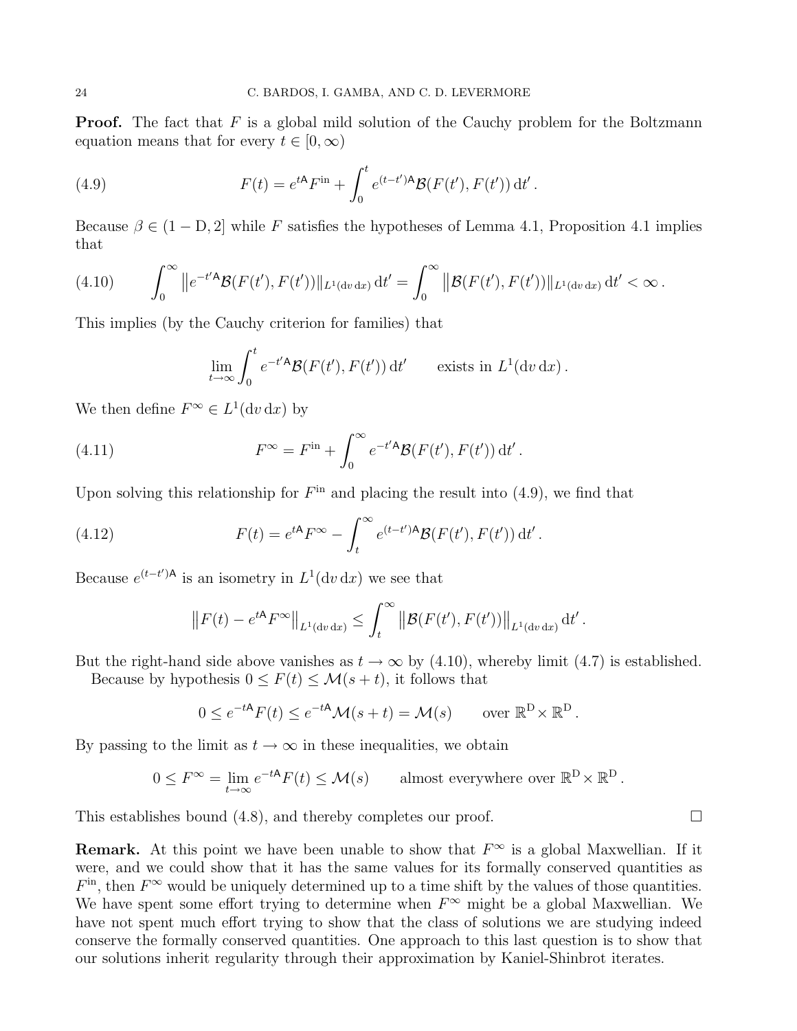**Proof.** The fact that $F$ is a global mild solution of the Cauchy problem for the Boltzmann equation means that for every $t \in [0, \infty)$

$$F(t) = e^{t\mathsf{A}} F^{\text{in}} + \int_0^t e^{(t-t')\mathsf{A}} \mathcal{B}(F(t'), F(t'))\, \mathrm{d}t' . \tag{4.9}$$

Because $\beta \in (1 - \mathrm{D}, 2]$ while $F$ satisfies the hypotheses of Lemma 4.1, Proposition 4.1 implies that

$$\int_0^\infty \left\| e^{-t'\mathsf{A}} \mathcal{B}(F(t'), F(t')) \right\|_{L^1(\mathrm{d}v\, \mathrm{d}x)} \mathrm{d}t' = \int_0^\infty \left\| \mathcal{B}(F(t'), F(t')) \right\|_{L^1(\mathrm{d}v\, \mathrm{d}x)} \mathrm{d}t' < \infty . \tag{4.10}$$

This implies (by the Cauchy criterion for families) that

$$\lim_{t \to \infty} \int_0^t e^{-t'\mathsf{A}} \mathcal{B}(F(t'), F(t'))\, \mathrm{d}t' \qquad \text{exists in } L^1(\mathrm{d}v\, \mathrm{d}x) .$$

We then define $F^\infty \in L^1(\mathrm{d}v\, \mathrm{d}x)$ by

$$F^\infty = F^{\text{in}} + \int_0^\infty e^{-t'\mathsf{A}} \mathcal{B}(F(t'), F(t'))\, \mathrm{d}t' . \tag{4.11}$$

Upon solving this relationship for $F^{\text{in}}$ and placing the result into (4.9), we find that

$$F(t) = e^{t\mathsf{A}} F^\infty - \int_t^\infty e^{(t-t')\mathsf{A}} \mathcal{B}(F(t'), F(t'))\, \mathrm{d}t' . \tag{4.12}$$

Because $e^{(t-t')\mathsf{A}}$ is an isometry in $L^1(\mathrm{d}v\, \mathrm{d}x)$ we see that

$$\left\| F(t) - e^{t\mathsf{A}} F^\infty \right\|_{L^1(\mathrm{d}v\, \mathrm{d}x)} \le \int_t^\infty \left\| \mathcal{B}(F(t'), F(t')) \right\|_{L^1(\mathrm{d}v\, \mathrm{d}x)} \mathrm{d}t' .$$

But the right-hand side above vanishes as $t \to \infty$ by (4.10), whereby limit (4.7) is established.

Because by hypothesis $0 \le F(t) \le \mathcal{M}(s + t)$, it follows that

$$0 \le e^{-t\mathsf{A}} F(t) \le e^{-t\mathsf{A}} \mathcal{M}(s + t) = \mathcal{M}(s) \qquad \text{over } \mathbb{R}^{\mathrm{D}} \times \mathbb{R}^{\mathrm{D}} .$$

By passing to the limit as $t \to \infty$ in these inequalities, we obtain

$$0 \le F^\infty = \lim_{t \to \infty} e^{-t\mathsf{A}} F(t) \le \mathcal{M}(s) \qquad \text{almost everywhere over } \mathbb{R}^{\mathrm{D}} \times \mathbb{R}^{\mathrm{D}} .$$

This establishes bound (4.8), and thereby completes our proof. $\square$

**Remark.** At this point we have been unable to show that $F^\infty$ is a global Maxwellian. If it were, and we could show that it has the same values for its formally conserved quantities as $F^{\text{in}}$, then $F^\infty$ would be uniquely determined up to a time shift by the values of those quantities. We have spent some effort trying to determine when $F^\infty$ might be a global Maxwellian. We have not spent much effort trying to show that the class of solutions we are studying indeed conserve the formally conserved quantities. One approach to this last question is to show that our solutions inherit regularity through their approximation by Kaniel-Shinbrot iterates.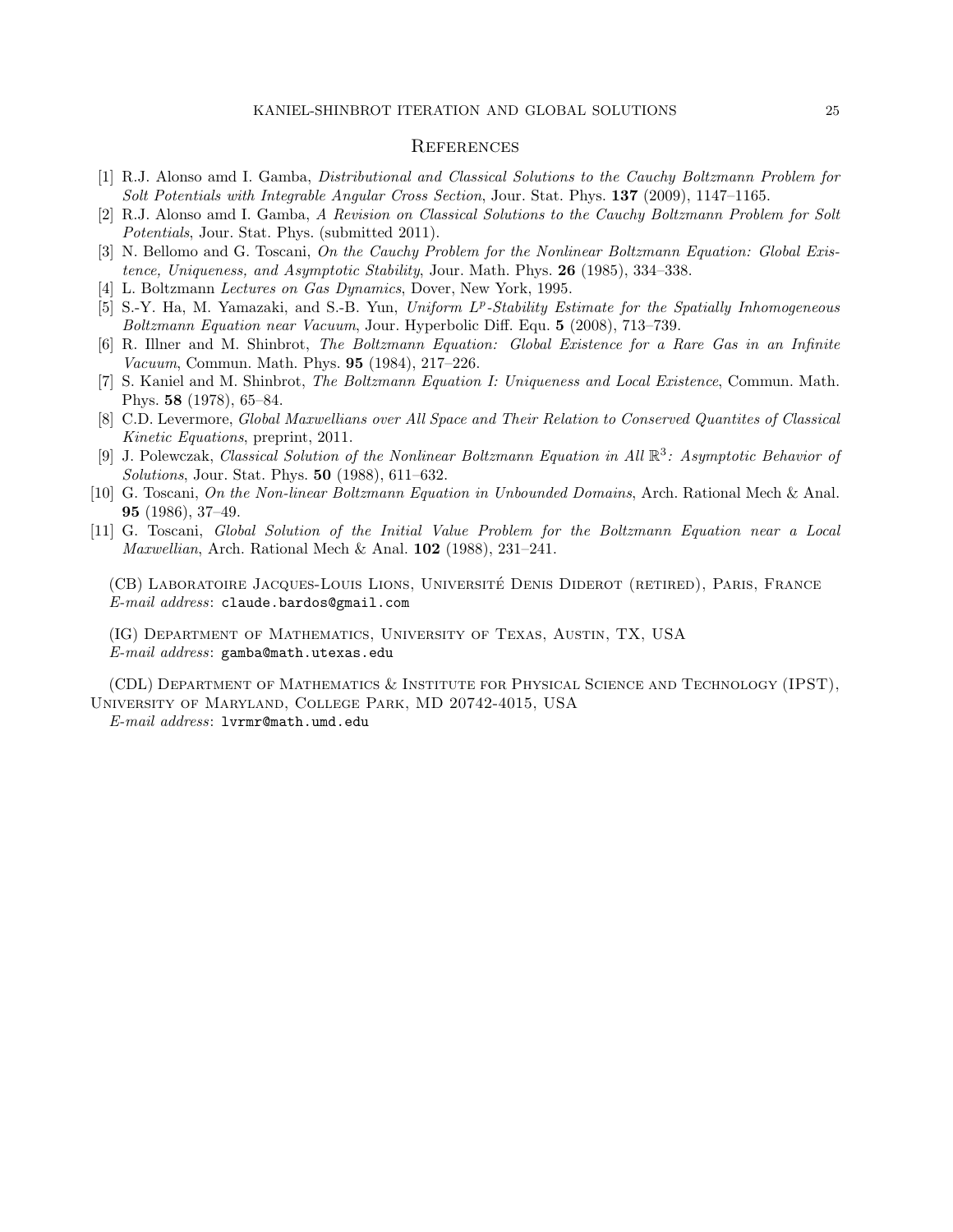## References

[1] R.J. Alonso amd I. Gamba, *Distributional and Classical Solutions to the Cauchy Boltzmann Problem for Solt Potentials with Integrable Angular Cross Section*, Jour. Stat. Phys. **137** (2009), 1147–1165.

[2] R.J. Alonso amd I. Gamba, *A Revision on Classical Solutions to the Cauchy Boltzmann Problem for Solt Potentials*, Jour. Stat. Phys. (submitted 2011).

[3] N. Bellomo and G. Toscani, *On the Cauchy Problem for the Nonlinear Boltzmann Equation: Global Existence, Uniqueness, and Asymptotic Stability*, Jour. Math. Phys. **26** (1985), 334–338.

[4] L. Boltzmann *Lectures on Gas Dynamics*, Dover, New York, 1995.

[5] S.-Y. Ha, M. Yamazaki, and S.-B. Yun, *Uniform $L^p$-Stability Estimate for the Spatially Inhomogeneous Boltzmann Equation near Vacuum*, Jour. Hyperbolic Diff. Equ. **5** (2008), 713–739.

[6] R. Illner and M. Shinbrot, *The Boltzmann Equation: Global Existence for a Rare Gas in an Infinite Vacuum*, Commun. Math. Phys. **95** (1984), 217–226.

[7] S. Kaniel and M. Shinbrot, *The Boltzmann Equation I: Uniqueness and Local Existence*, Commun. Math. Phys. **58** (1978), 65–84.

[8] C.D. Levermore, *Global Maxwellians over All Space and Their Relation to Conserved Quantites of Classical Kinetic Equations*, preprint, 2011.

[9] J. Polewczak, *Classical Solution of the Nonlinear Boltzmann Equation in All $\mathbb{R}^3$: Asymptotic Behavior of Solutions*, Jour. Stat. Phys. **50** (1988), 611–632.

[10] G. Toscani, *On the Non-linear Boltzmann Equation in Unbounded Domains*, Arch. Rational Mech & Anal. **95** (1986), 37–49.

[11] G. Toscani, *Global Solution of the Initial Value Problem for the Boltzmann Equation near a Local Maxwellian*, Arch. Rational Mech & Anal. **102** (1988), 231–241.

(CB) Laboratoire Jacques-Louis Lions, Université Denis Diderot (retired), Paris, France
*E-mail address*: claude.bardos@gmail.com

(IG) Department of Mathematics, University of Texas, Austin, TX, USA
*E-mail address*: gamba@math.utexas.edu

(CDL) Department of Mathematics & Institute for Physical Science and Technology (IPST), University of Maryland, College Park, MD 20742-4015, USA
*E-mail address*: lvrmr@math.umd.edu